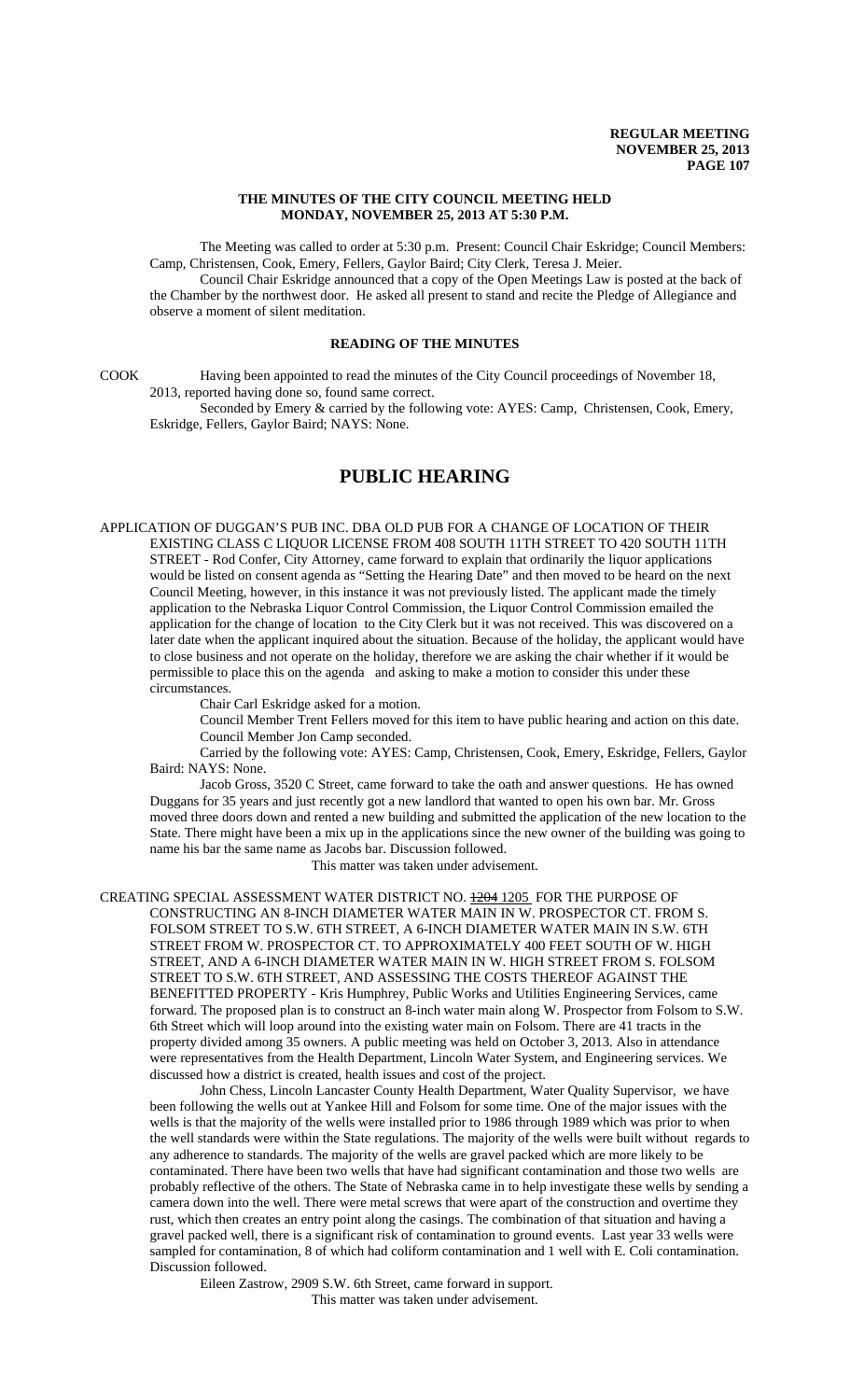**REGULAR MEETING**
**NOVEMBER 25, 2013**

## THE MINUTES OF THE CITY COUNCIL MEETING HELD MONDAY, NOVEMBER 25, 2013 AT 5:30 P.M.

The Meeting was called to order at 5:30 p.m. Present: Council Chair Eskridge; Council Members: Camp, Christensen, Cook, Emery, Fellers, Gaylor Baird; City Clerk, Teresa J. Meier.

Council Chair Eskridge announced that a copy of the Open Meetings Law is posted at the back of the Chamber by the northwest door. He asked all present to stand and recite the Pledge of Allegiance and observe a moment of silent meditation.

## READING OF THE MINUTES

COOK Having been appointed to read the minutes of the City Council proceedings of November 18, 2013, reported having done so, found same correct.

Seconded by Emery & carried by the following vote: AYES: Camp, Christensen, Cook, Emery, Eskridge, Fellers, Gaylor Baird; NAYS: None.

# PUBLIC HEARING

APPLICATION OF DUGGAN'S PUB INC. DBA OLD PUB FOR A CHANGE OF LOCATION OF THEIR EXISTING CLASS C LIQUOR LICENSE FROM 408 SOUTH 11TH STREET TO 420 SOUTH 11TH STREET - Rod Confer, City Attorney, came forward to explain that ordinarily the liquor applications would be listed on consent agenda as "Setting the Hearing Date" and then moved to be heard on the next Council Meeting, however, in this instance it was not previously listed. The applicant made the timely application to the Nebraska Liquor Control Commission, the Liquor Control Commission emailed the application for the change of location to the City Clerk but it was not received. This was discovered on a later date when the applicant inquired about the situation. Because of the holiday, the applicant would have to close business and not operate on the holiday, therefore we are asking the chair whether if it would be permissible to place this on the agenda and asking to make a motion to consider this under these circumstances.

Chair Carl Eskridge asked for a motion.

Council Member Trent Fellers moved for this item to have public hearing and action on this date. Council Member Jon Camp seconded.

Carried by the following vote: AYES: Camp, Christensen, Cook, Emery, Eskridge, Fellers, Gaylor Baird: NAYS: None.

Jacob Gross, 3520 C Street, came forward to take the oath and answer questions. He has owned Duggans for 35 years and just recently got a new landlord that wanted to open his own bar. Mr. Gross moved three doors down and rented a new building and submitted the application of the new location to the State. There might have been a mix up in the applications since the new owner of the building was going to name his bar the same name as Jacobs bar. Discussion followed.

This matter was taken under advisement.

CREATING SPECIAL ASSESSMENT WATER DISTRICT NO. ~~1204~~ 1205 FOR THE PURPOSE OF CONSTRUCTING AN 8-INCH DIAMETER WATER MAIN IN W. PROSPECTOR CT. FROM S. FOLSOM STREET TO S.W. 6TH STREET, A 6-INCH DIAMETER WATER MAIN IN S.W. 6TH STREET FROM W. PROSPECTOR CT. TO APPROXIMATELY 400 FEET SOUTH OF W. HIGH STREET, AND A 6-INCH DIAMETER WATER MAIN IN W. HIGH STREET FROM S. FOLSOM STREET TO S.W. 6TH STREET, AND ASSESSING THE COSTS THEREOF AGAINST THE BENEFITTED PROPERTY - Kris Humphrey, Public Works and Utilities Engineering Services, came forward. The proposed plan is to construct an 8-inch water main along W. Prospector from Folsom to S.W. 6th Street which will loop around into the existing water main on Folsom. There are 41 tracts in the property divided among 35 owners. A public meeting was held on October 3, 2013. Also in attendance were representatives from the Health Department, Lincoln Water System, and Engineering services. We discussed how a district is created, health issues and cost of the project.

John Chess, Lincoln Lancaster County Health Department, Water Quality Supervisor, we have been following the wells out at Yankee Hill and Folsom for some time. One of the major issues with the wells is that the majority of the wells were installed prior to 1986 through 1989 which was prior to when the well standards were within the State regulations. The majority of the wells were built without regards to any adherence to standards. The majority of the wells are gravel packed which are more likely to be contaminated. There have been two wells that have had significant contamination and those two wells are probably reflective of the others. The State of Nebraska came in to help investigate these wells by sending a camera down into the well. There were metal screws that were apart of the construction and overtime they rust, which then creates an entry point along the casings. The combination of that situation and having a gravel packed well, there is a significant risk of contamination to ground events. Last year 33 wells were sampled for contamination, 8 of which had coliform contamination and 1 well with E. Coli contamination. Discussion followed.

Eileen Zastrow, 2909 S.W. 6th Street, came forward in support.

This matter was taken under advisement.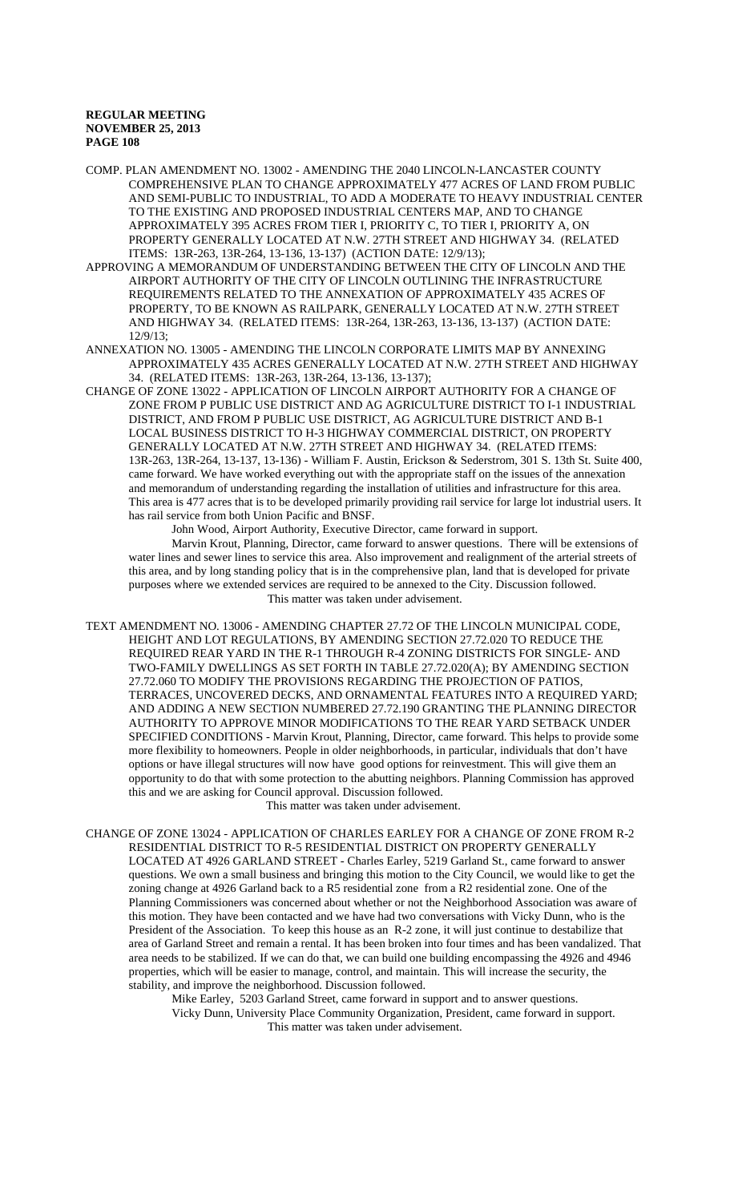COMP. PLAN AMENDMENT NO. 13002 - AMENDING THE 2040 LINCOLN-LANCASTER COUNTY COMPREHENSIVE PLAN TO CHANGE APPROXIMATELY 477 ACRES OF LAND FROM PUBLIC AND SEMI-PUBLIC TO INDUSTRIAL, TO ADD A MODERATE TO HEAVY INDUSTRIAL CENTER TO THE EXISTING AND PROPOSED INDUSTRIAL CENTERS MAP, AND TO CHANGE APPROXIMATELY 395 ACRES FROM TIER I, PRIORITY C, TO TIER I, PRIORITY A, ON PROPERTY GENERALLY LOCATED AT N.W. 27TH STREET AND HIGHWAY 34. (RELATED ITEMS: 13R-263, 13R-264, 13-136, 13-137) (ACTION DATE: 12/9/13);

APPROVING A MEMORANDUM OF UNDERSTANDING BETWEEN THE CITY OF LINCOLN AND THE AIRPORT AUTHORITY OF THE CITY OF LINCOLN OUTLINING THE INFRASTRUCTURE REQUIREMENTS RELATED TO THE ANNEXATION OF APPROXIMATELY 435 ACRES OF PROPERTY, TO BE KNOWN AS RAILPARK, GENERALLY LOCATED AT N.W. 27TH STREET AND HIGHWAY 34. (RELATED ITEMS: 13R-264, 13R-263, 13-136, 13-137) (ACTION DATE: 12/9/13;

ANNEXATION NO. 13005 - AMENDING THE LINCOLN CORPORATE LIMITS MAP BY ANNEXING APPROXIMATELY 435 ACRES GENERALLY LOCATED AT N.W. 27TH STREET AND HIGHWAY 34. (RELATED ITEMS: 13R-263, 13R-264, 13-136, 13-137);

CHANGE OF ZONE 13022 - APPLICATION OF LINCOLN AIRPORT AUTHORITY FOR A CHANGE OF ZONE FROM P PUBLIC USE DISTRICT AND AG AGRICULTURE DISTRICT TO I-1 INDUSTRIAL DISTRICT, AND FROM P PUBLIC USE DISTRICT, AG AGRICULTURE DISTRICT AND B-1 LOCAL BUSINESS DISTRICT TO H-3 HIGHWAY COMMERCIAL DISTRICT, ON PROPERTY GENERALLY LOCATED AT N.W. 27TH STREET AND HIGHWAY 34. (RELATED ITEMS: 13R-263, 13R-264, 13-137, 13-136) - William F. Austin, Erickson & Sederstrom, 301 S. 13th St. Suite 400, came forward. We have worked everything out with the appropriate staff on the issues of the annexation and memorandum of understanding regarding the installation of utilities and infrastructure for this area. This area is 477 acres that is to be developed primarily providing rail service for large lot industrial users. It has rail service from both Union Pacific and BNSF.

John Wood, Airport Authority, Executive Director, came forward in support.

Marvin Krout, Planning, Director, came forward to answer questions. There will be extensions of water lines and sewer lines to service this area. Also improvement and realignment of the arterial streets of this area, and by long standing policy that is in the comprehensive plan, land that is developed for private purposes where we extended services are required to be annexed to the City. Discussion followed.

This matter was taken under advisement.

TEXT AMENDMENT NO. 13006 - AMENDING CHAPTER 27.72 OF THE LINCOLN MUNICIPAL CODE, HEIGHT AND LOT REGULATIONS, BY AMENDING SECTION 27.72.020 TO REDUCE THE REQUIRED REAR YARD IN THE R-1 THROUGH R-4 ZONING DISTRICTS FOR SINGLE- AND TWO-FAMILY DWELLINGS AS SET FORTH IN TABLE 27.72.020(A); BY AMENDING SECTION 27.72.060 TO MODIFY THE PROVISIONS REGARDING THE PROJECTION OF PATIOS, TERRACES, UNCOVERED DECKS, AND ORNAMENTAL FEATURES INTO A REQUIRED YARD; AND ADDING A NEW SECTION NUMBERED 27.72.190 GRANTING THE PLANNING DIRECTOR AUTHORITY TO APPROVE MINOR MODIFICATIONS TO THE REAR YARD SETBACK UNDER SPECIFIED CONDITIONS - Marvin Krout, Planning, Director, came forward. This helps to provide some more flexibility to homeowners. People in older neighborhoods, in particular, individuals that don't have options or have illegal structures will now have good options for reinvestment. This will give them an opportunity to do that with some protection to the abutting neighbors. Planning Commission has approved this and we are asking for Council approval. Discussion followed.

This matter was taken under advisement.

CHANGE OF ZONE 13024 - APPLICATION OF CHARLES EARLEY FOR A CHANGE OF ZONE FROM R-2 RESIDENTIAL DISTRICT TO R-5 RESIDENTIAL DISTRICT ON PROPERTY GENERALLY LOCATED AT 4926 GARLAND STREET - Charles Earley, 5219 Garland St., came forward to answer questions. We own a small business and bringing this motion to the City Council, we would like to get the zoning change at 4926 Garland back to a R5 residential zone from a R2 residential zone. One of the Planning Commissioners was concerned about whether or not the Neighborhood Association was aware of this motion. They have been contacted and we have had two conversations with Vicky Dunn, who is the President of the Association. To keep this house as an R-2 zone, it will just continue to destabilize that area of Garland Street and remain a rental. It has been broken into four times and has been vandalized. That area needs to be stabilized. If we can do that, we can build one building encompassing the 4926 and 4946 properties, which will be easier to manage, control, and maintain. This will increase the security, the stability, and improve the neighborhood. Discussion followed.

Mike Earley, 5203 Garland Street, came forward in support and to answer questions.

Vicky Dunn, University Place Community Organization, President, came forward in support.

This matter was taken under advisement.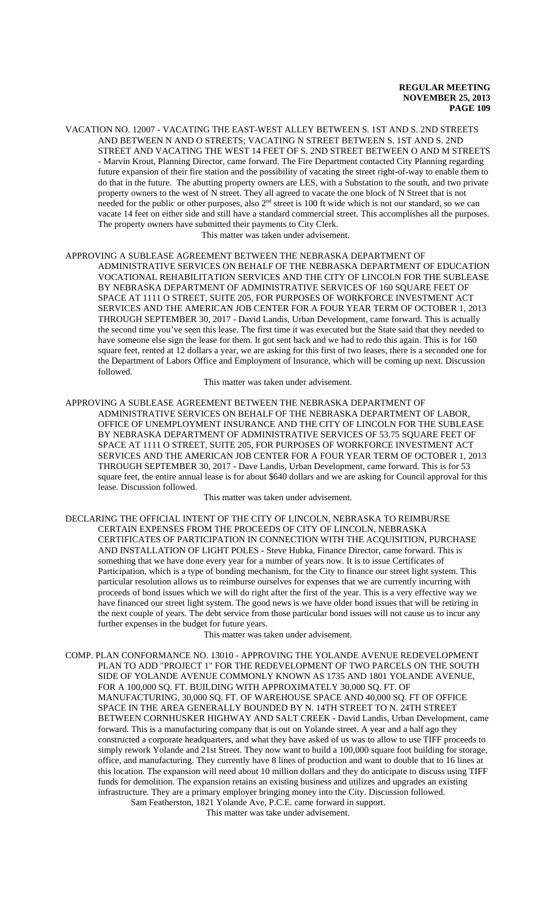VACATION NO. 12007 - VACATING THE EAST-WEST ALLEY BETWEEN S. 1ST AND S. 2ND STREETS AND BETWEEN N AND O STREETS; VACATING N STREET BETWEEN S. 1ST AND S. 2ND STREET AND VACATING THE WEST 14 FEET OF S. 2ND STREET BETWEEN O AND M STREETS - Marvin Krout, Planning Director, came forward. The Fire Department contacted City Planning regarding future expansion of their fire station and the possibility of vacating the street right-of-way to enable them to do that in the future. The abutting property owners are LES, with a Substation to the south, and two private property owners to the west of N street. They all agreed to vacate the one block of N Street that is not needed for the public or other purposes, also 2nd street is 100 ft wide which is not our standard, so we can vacate 14 feet on either side and still have a standard commercial street. This accomplishes all the purposes. The property owners have submitted their payments to City Clerk.

This matter was taken under advisement.

APPROVING A SUBLEASE AGREEMENT BETWEEN THE NEBRASKA DEPARTMENT OF ADMINISTRATIVE SERVICES ON BEHALF OF THE NEBRASKA DEPARTMENT OF EDUCATION VOCATIONAL REHABILITATION SERVICES AND THE CITY OF LINCOLN FOR THE SUBLEASE BY NEBRASKA DEPARTMENT OF ADMINISTRATIVE SERVICES OF 160 SQUARE FEET OF SPACE AT 1111 O STREET, SUITE 205, FOR PURPOSES OF WORKFORCE INVESTMENT ACT SERVICES AND THE AMERICAN JOB CENTER FOR A FOUR YEAR TERM OF OCTOBER 1, 2013 THROUGH SEPTEMBER 30, 2017 - David Landis, Urban Development, came forward. This is actually the second time you've seen this lease. The first time it was executed but the State said that they needed to have someone else sign the lease for them. It got sent back and we had to redo this again. This is for 160 square feet, rented at 12 dollars a year, we are asking for this first of two leases, there is a seconded one for the Department of Labors Office and Employment of Insurance, which will be coming up next. Discussion followed.

This matter was taken under advisement.

APPROVING A SUBLEASE AGREEMENT BETWEEN THE NEBRASKA DEPARTMENT OF ADMINISTRATIVE SERVICES ON BEHALF OF THE NEBRASKA DEPARTMENT OF LABOR, OFFICE OF UNEMPLOYMENT INSURANCE AND THE CITY OF LINCOLN FOR THE SUBLEASE BY NEBRASKA DEPARTMENT OF ADMINISTRATIVE SERVICES OF 53.75 SQUARE FEET OF SPACE AT 1111 O STREET, SUITE 205, FOR PURPOSES OF WORKFORCE INVESTMENT ACT SERVICES AND THE AMERICAN JOB CENTER FOR A FOUR YEAR TERM OF OCTOBER 1, 2013 THROUGH SEPTEMBER 30, 2017 - Dave Landis, Urban Development, came forward. This is for 53 square feet, the entire annual lease is for about $640 dollars and we are asking for Council approval for this lease. Discussion followed.

This matter was taken under advisement.

DECLARING THE OFFICIAL INTENT OF THE CITY OF LINCOLN, NEBRASKA TO REIMBURSE CERTAIN EXPENSES FROM THE PROCEEDS OF CITY OF LINCOLN, NEBRASKA CERTIFICATES OF PARTICIPATION IN CONNECTION WITH THE ACQUISITION, PURCHASE AND INSTALLATION OF LIGHT POLES - Steve Hubka, Finance Director, came forward. This is something that we have done every year for a number of years now. It is to issue Certificates of Participation, which is a type of bonding mechanism, for the City to finance our street light system. This particular resolution allows us to reimburse ourselves for expenses that we are currently incurring with proceeds of bond issues which we will do right after the first of the year. This is a very effective way we have financed our street light system. The good news is we have older bond issues that will be retiring in the next couple of years. The debt service from those particular bond issues will not cause us to incur any further expenses in the budget for future years.

This matter was taken under advisement.

COMP. PLAN CONFORMANCE NO. 13010 - APPROVING THE YOLANDE AVENUE REDEVELOPMENT PLAN TO ADD "PROJECT 1" FOR THE REDEVELOPMENT OF TWO PARCELS ON THE SOUTH SIDE OF YOLANDE AVENUE COMMONLY KNOWN AS 1735 AND 1801 YOLANDE AVENUE, FOR A 100,000 SQ. FT. BUILDING WITH APPROXIMATELY 30,000 SQ. FT. OF MANUFACTURING, 30,000 SQ. FT. OF WAREHOUSE SPACE AND 40,000 SQ. FT OF OFFICE SPACE IN THE AREA GENERALLY BOUNDED BY N. 14TH STREET TO N. 24TH STREET BETWEEN CORNHUSKER HIGHWAY AND SALT CREEK - David Landis, Urban Development, came forward. This is a manufacturing company that is out on Yolande street. A year and a half ago they constructed a corporate headquarters, and what they have asked of us was to allow to use TIFF proceeds to simply rework Yolande and 21st Street. They now want to build a 100,000 square foot building for storage, office, and manufacturing. They currently have 8 lines of production and want to double that to 16 lines at this location. The expansion will need about 10 million dollars and they do anticipate to discuss using TIFF funds for demolition. The expansion retains an existing business and utilizes and upgrades an existing infrastructure. They are a primary employer bringing money into the City. Discussion followed.

Sam Featherston, 1821 Yolande Ave, P.C.E. came forward in support.

This matter was take under advisement.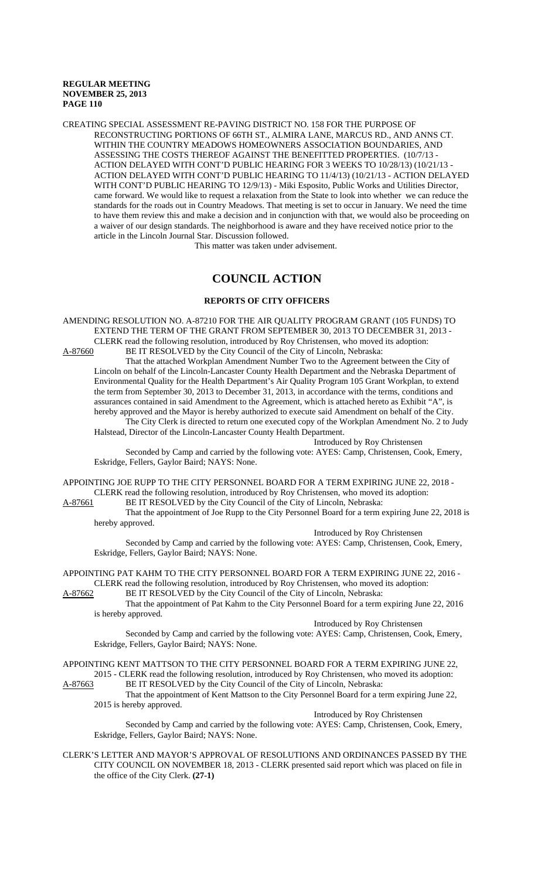CREATING SPECIAL ASSESSMENT RE-PAVING DISTRICT NO. 158 FOR THE PURPOSE OF RECONSTRUCTING PORTIONS OF 66TH ST., ALMIRA LANE, MARCUS RD., AND ANNS CT. WITHIN THE COUNTRY MEADOWS HOMEOWNERS ASSOCIATION BOUNDARIES, AND ASSESSING THE COSTS THEREOF AGAINST THE BENEFITTED PROPERTIES. (10/7/13 - ACTION DELAYED WITH CONT'D PUBLIC HEARING FOR 3 WEEKS TO 10/28/13) (10/21/13 - ACTION DELAYED WITH CONT'D PUBLIC HEARING TO 11/4/13) (10/21/13 - ACTION DELAYED WITH CONT'D PUBLIC HEARING TO 12/9/13) - Miki Esposito, Public Works and Utilities Director, came forward. We would like to request a relaxation from the State to look into whether we can reduce the standards for the roads out in Country Meadows. That meeting is set to occur in January. We need the time to have them review this and make a decision and in conjunction with that, we would also be proceeding on a waiver of our design standards. The neighborhood is aware and they have received notice prior to the article in the Lincoln Journal Star. Discussion followed.

This matter was taken under advisement.

# COUNCIL ACTION

## REPORTS OF CITY OFFICERS

AMENDING RESOLUTION NO. A-87210 FOR THE AIR QUALITY PROGRAM GRANT (105 FUNDS) TO EXTEND THE TERM OF THE GRANT FROM SEPTEMBER 30, 2013 TO DECEMBER 31, 2013 - CLERK read the following resolution, introduced by Roy Christensen, who moved its adoption:

A-87660 BE IT RESOLVED by the City Council of the City of Lincoln, Nebraska:

That the attached Workplan Amendment Number Two to the Agreement between the City of Lincoln on behalf of the Lincoln-Lancaster County Health Department and the Nebraska Department of Environmental Quality for the Health Department's Air Quality Program 105 Grant Workplan, to extend the term from September 30, 2013 to December 31, 2013, in accordance with the terms, conditions and assurances contained in said Amendment to the Agreement, which is attached hereto as Exhibit "A", is hereby approved and the Mayor is hereby authorized to execute said Amendment on behalf of the City.

The City Clerk is directed to return one executed copy of the Workplan Amendment No. 2 to Judy Halstead, Director of the Lincoln-Lancaster County Health Department.

Introduced by Roy Christensen

Seconded by Camp and carried by the following vote: AYES: Camp, Christensen, Cook, Emery, Eskridge, Fellers, Gaylor Baird; NAYS: None.

APPOINTING JOE RUPP TO THE CITY PERSONNEL BOARD FOR A TERM EXPIRING JUNE 22, 2018 - CLERK read the following resolution, introduced by Roy Christensen, who moved its adoption:

A-87661 BE IT RESOLVED by the City Council of the City of Lincoln, Nebraska:

That the appointment of Joe Rupp to the City Personnel Board for a term expiring June 22, 2018 is hereby approved.

Introduced by Roy Christensen

Seconded by Camp and carried by the following vote: AYES: Camp, Christensen, Cook, Emery, Eskridge, Fellers, Gaylor Baird; NAYS: None.

APPOINTING PAT KAHM TO THE CITY PERSONNEL BOARD FOR A TERM EXPIRING JUNE 22, 2016 - CLERK read the following resolution, introduced by Roy Christensen, who moved its adoption:

A-87662 BE IT RESOLVED by the City Council of the City of Lincoln, Nebraska:

That the appointment of Pat Kahm to the City Personnel Board for a term expiring June 22, 2016 is hereby approved.

Introduced by Roy Christensen

Seconded by Camp and carried by the following vote: AYES: Camp, Christensen, Cook, Emery, Eskridge, Fellers, Gaylor Baird; NAYS: None.

APPOINTING KENT MATTSON TO THE CITY PERSONNEL BOARD FOR A TERM EXPIRING JUNE 22, 2015 - CLERK read the following resolution, introduced by Roy Christensen, who moved its adoption:

A-87663 BE IT RESOLVED by the City Council of the City of Lincoln, Nebraska:

That the appointment of Kent Mattson to the City Personnel Board for a term expiring June 22, 2015 is hereby approved.

Introduced by Roy Christensen

Seconded by Camp and carried by the following vote: AYES: Camp, Christensen, Cook, Emery, Eskridge, Fellers, Gaylor Baird; NAYS: None.

CLERK'S LETTER AND MAYOR'S APPROVAL OF RESOLUTIONS AND ORDINANCES PASSED BY THE CITY COUNCIL ON NOVEMBER 18, 2013 - CLERK presented said report which was placed on file in the office of the City Clerk. **(27-1)**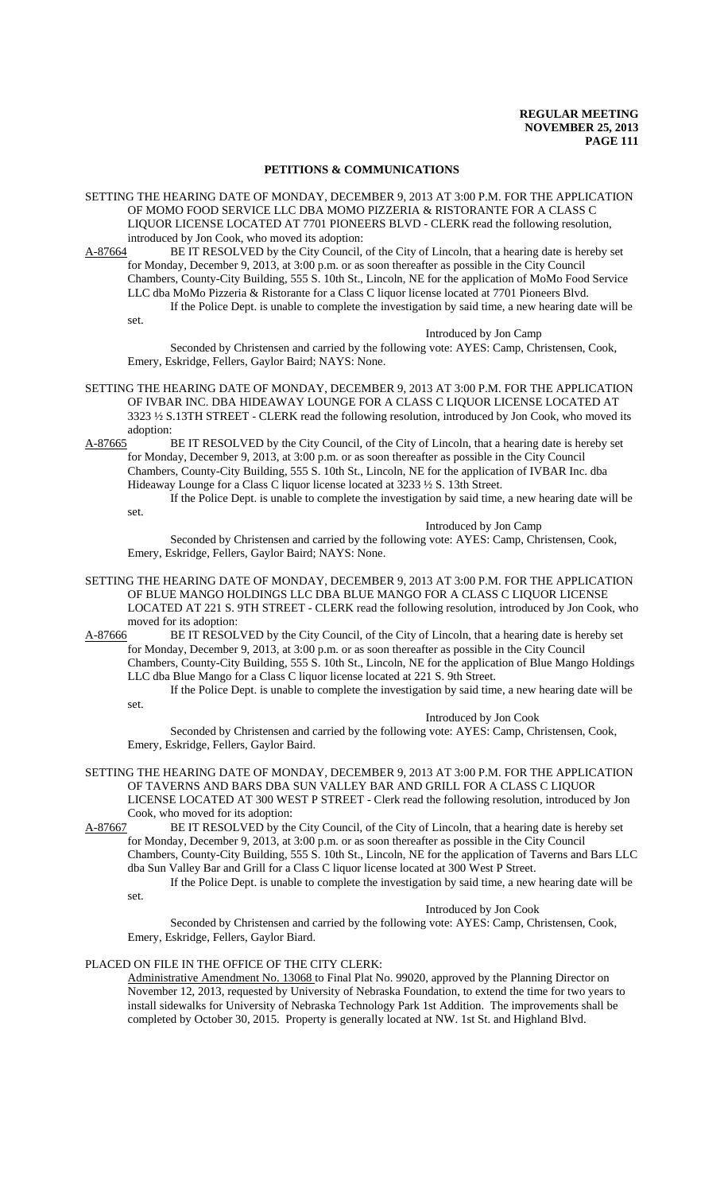## PETITIONS & COMMUNICATIONS

SETTING THE HEARING DATE OF MONDAY, DECEMBER 9, 2013 AT 3:00 P.M. FOR THE APPLICATION OF MOMO FOOD SERVICE LLC DBA MOMO PIZZERIA & RISTORANTE FOR A CLASS C LIQUOR LICENSE LOCATED AT 7701 PIONEERS BLVD - CLERK read the following resolution, introduced by Jon Cook, who moved its adoption:

A-87664 BE IT RESOLVED by the City Council, of the City of Lincoln, that a hearing date is hereby set for Monday, December 9, 2013, at 3:00 p.m. or as soon thereafter as possible in the City Council Chambers, County-City Building, 555 S. 10th St., Lincoln, NE for the application of MoMo Food Service LLC dba MoMo Pizzeria & Ristorante for a Class C liquor license located at 7701 Pioneers Blvd.

If the Police Dept. is unable to complete the investigation by said time, a new hearing date will be set.

Introduced by Jon Camp

Seconded by Christensen and carried by the following vote: AYES: Camp, Christensen, Cook, Emery, Eskridge, Fellers, Gaylor Baird; NAYS: None.

SETTING THE HEARING DATE OF MONDAY, DECEMBER 9, 2013 AT 3:00 P.M. FOR THE APPLICATION OF IVBAR INC. DBA HIDEAWAY LOUNGE FOR A CLASS C LIQUOR LICENSE LOCATED AT 3323 ½ S.13TH STREET - CLERK read the following resolution, introduced by Jon Cook, who moved its adoption:

A-87665 BE IT RESOLVED by the City Council, of the City of Lincoln, that a hearing date is hereby set for Monday, December 9, 2013, at 3:00 p.m. or as soon thereafter as possible in the City Council Chambers, County-City Building, 555 S. 10th St., Lincoln, NE for the application of IVBAR Inc. dba Hideaway Lounge for a Class C liquor license located at 3233 ½ S. 13th Street.

If the Police Dept. is unable to complete the investigation by said time, a new hearing date will be set.

Introduced by Jon Camp

Seconded by Christensen and carried by the following vote: AYES: Camp, Christensen, Cook, Emery, Eskridge, Fellers, Gaylor Baird; NAYS: None.

SETTING THE HEARING DATE OF MONDAY, DECEMBER 9, 2013 AT 3:00 P.M. FOR THE APPLICATION OF BLUE MANGO HOLDINGS LLC DBA BLUE MANGO FOR A CLASS C LIQUOR LICENSE LOCATED AT 221 S. 9TH STREET - CLERK read the following resolution, introduced by Jon Cook, who moved for its adoption:

A-87666 BE IT RESOLVED by the City Council, of the City of Lincoln, that a hearing date is hereby set for Monday, December 9, 2013, at 3:00 p.m. or as soon thereafter as possible in the City Council Chambers, County-City Building, 555 S. 10th St., Lincoln, NE for the application of Blue Mango Holdings LLC dba Blue Mango for a Class C liquor license located at 221 S. 9th Street.

If the Police Dept. is unable to complete the investigation by said time, a new hearing date will be set.

Introduced by Jon Cook

Seconded by Christensen and carried by the following vote: AYES: Camp, Christensen, Cook, Emery, Eskridge, Fellers, Gaylor Baird.

SETTING THE HEARING DATE OF MONDAY, DECEMBER 9, 2013 AT 3:00 P.M. FOR THE APPLICATION OF TAVERNS AND BARS DBA SUN VALLEY BAR AND GRILL FOR A CLASS C LIQUOR LICENSE LOCATED AT 300 WEST P STREET - Clerk read the following resolution, introduced by Jon Cook, who moved for its adoption:

A-87667 BE IT RESOLVED by the City Council, of the City of Lincoln, that a hearing date is hereby set for Monday, December 9, 2013, at 3:00 p.m. or as soon thereafter as possible in the City Council Chambers, County-City Building, 555 S. 10th St., Lincoln, NE for the application of Taverns and Bars LLC dba Sun Valley Bar and Grill for a Class C liquor license located at 300 West P Street.

If the Police Dept. is unable to complete the investigation by said time, a new hearing date will be set.

Introduced by Jon Cook

Seconded by Christensen and carried by the following vote: AYES: Camp, Christensen, Cook, Emery, Eskridge, Fellers, Gaylor Biard.

PLACED ON FILE IN THE OFFICE OF THE CITY CLERK:

Administrative Amendment No. 13068 to Final Plat No. 99020, approved by the Planning Director on November 12, 2013, requested by University of Nebraska Foundation, to extend the time for two years to install sidewalks for University of Nebraska Technology Park 1st Addition. The improvements shall be completed by October 30, 2015. Property is generally located at NW. 1st St. and Highland Blvd.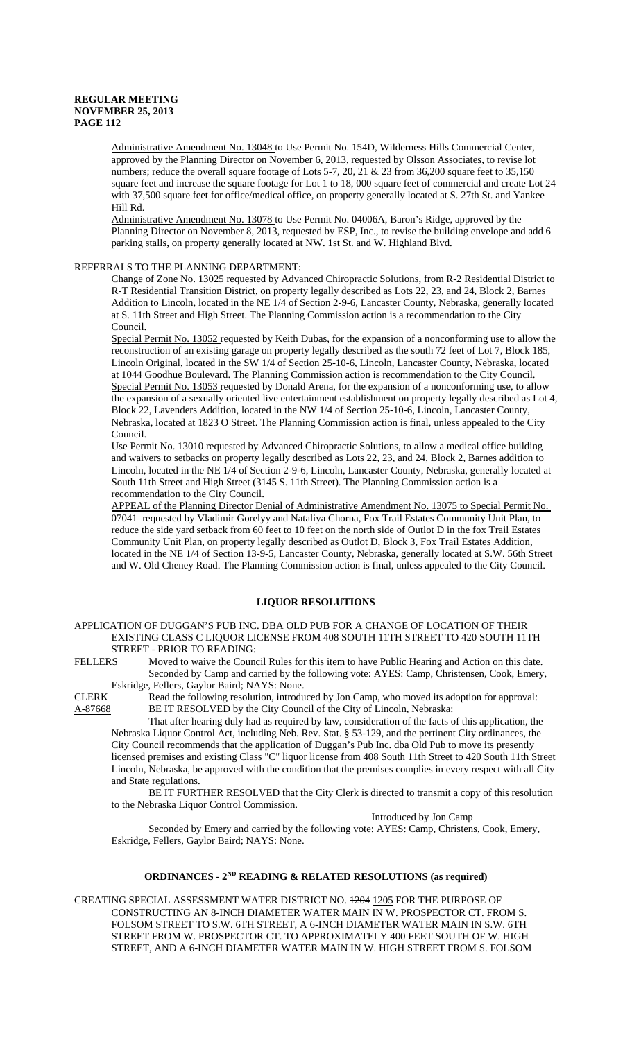Administrative Amendment No. 13048 to Use Permit No. 154D, Wilderness Hills Commercial Center, approved by the Planning Director on November 6, 2013, requested by Olsson Associates, to revise lot numbers; reduce the overall square footage of Lots 5-7, 20, 21 & 23 from 36,200 square feet to 35,150 square feet and increase the square footage for Lot 1 to 18, 000 square feet of commercial and create Lot 24 with 37,500 square feet for office/medical office, on property generally located at S. 27th St. and Yankee Hill Rd.

Administrative Amendment No. 13078 to Use Permit No. 04006A, Baron's Ridge, approved by the Planning Director on November 8, 2013, requested by ESP, Inc., to revise the building envelope and add 6 parking stalls, on property generally located at NW. 1st St. and W. Highland Blvd.

REFERRALS TO THE PLANNING DEPARTMENT:

Change of Zone No. 13025 requested by Advanced Chiropractic Solutions, from R-2 Residential District to R-T Residential Transition District, on property legally described as Lots 22, 23, and 24, Block 2, Barnes Addition to Lincoln, located in the NE 1/4 of Section 2-9-6, Lancaster County, Nebraska, generally located at S. 11th Street and High Street. The Planning Commission action is a recommendation to the City Council.

Special Permit No. 13052 requested by Keith Dubas, for the expansion of a nonconforming use to allow the reconstruction of an existing garage on property legally described as the south 72 feet of Lot 7, Block 185, Lincoln Original, located in the SW 1/4 of Section 25-10-6, Lincoln, Lancaster County, Nebraska, located at 1044 Goodhue Boulevard. The Planning Commission action is recommendation to the City Council.

Special Permit No. 13053 requested by Donald Arena, for the expansion of a nonconforming use, to allow the expansion of a sexually oriented live entertainment establishment on property legally described as Lot 4, Block 22, Lavenders Addition, located in the NW 1/4 of Section 25-10-6, Lincoln, Lancaster County, Nebraska, located at 1823 O Street. The Planning Commission action is final, unless appealed to the City Council.

Use Permit No. 13010 requested by Advanced Chiropractic Solutions, to allow a medical office building and waivers to setbacks on property legally described as Lots 22, 23, and 24, Block 2, Barnes addition to Lincoln, located in the NE 1/4 of Section 2-9-6, Lincoln, Lancaster County, Nebraska, generally located at South 11th Street and High Street (3145 S. 11th Street). The Planning Commission action is a recommendation to the City Council.

APPEAL of the Planning Director Denial of Administrative Amendment No. 13075 to Special Permit No. 07041 requested by Vladimir Gorelyy and Nataliya Chorna, Fox Trail Estates Community Unit Plan, to reduce the side yard setback from 60 feet to 10 feet on the north side of Outlot D in the fox Trail Estates Community Unit Plan, on property legally described as Outlot D, Block 3, Fox Trail Estates Addition, located in the NE 1/4 of Section 13-9-5, Lancaster County, Nebraska, generally located at S.W. 56th Street and W. Old Cheney Road. The Planning Commission action is final, unless appealed to the City Council.

## LIQUOR RESOLUTIONS

APPLICATION OF DUGGAN'S PUB INC. DBA OLD PUB FOR A CHANGE OF LOCATION OF THEIR EXISTING CLASS C LIQUOR LICENSE FROM 408 SOUTH 11TH STREET TO 420 SOUTH 11TH STREET - PRIOR TO READING:

FELLERS Moved to waive the Council Rules for this item to have Public Hearing and Action on this date. Seconded by Camp and carried by the following vote: AYES: Camp, Christensen, Cook, Emery, Eskridge, Fellers, Gaylor Baird; NAYS: None.

CLERK Read the following resolution, introduced by Jon Camp, who moved its adoption for approval:

A-87668 BE IT RESOLVED by the City Council of the City of Lincoln, Nebraska:

That after hearing duly had as required by law, consideration of the facts of this application, the Nebraska Liquor Control Act, including Neb. Rev. Stat. § 53-129, and the pertinent City ordinances, the City Council recommends that the application of Duggan's Pub Inc. dba Old Pub to move its presently licensed premises and existing Class "C" liquor license from 408 South 11th Street to 420 South 11th Street Lincoln, Nebraska, be approved with the condition that the premises complies in every respect with all City and State regulations.

BE IT FURTHER RESOLVED that the City Clerk is directed to transmit a copy of this resolution to the Nebraska Liquor Control Commission.

Introduced by Jon Camp

Seconded by Emery and carried by the following vote: AYES: Camp, Christens, Cook, Emery, Eskridge, Fellers, Gaylor Baird; NAYS: None.

## ORDINANCES - 2ND READING & RELATED RESOLUTIONS (as required)

CREATING SPECIAL ASSESSMENT WATER DISTRICT NO. ~~1204~~ 1205 FOR THE PURPOSE OF CONSTRUCTING AN 8-INCH DIAMETER WATER MAIN IN W. PROSPECTOR CT. FROM S. FOLSOM STREET TO S.W. 6TH STREET, A 6-INCH DIAMETER WATER MAIN IN S.W. 6TH STREET FROM W. PROSPECTOR CT. TO APPROXIMATELY 400 FEET SOUTH OF W. HIGH STREET, AND A 6-INCH DIAMETER WATER MAIN IN W. HIGH STREET FROM S. FOLSOM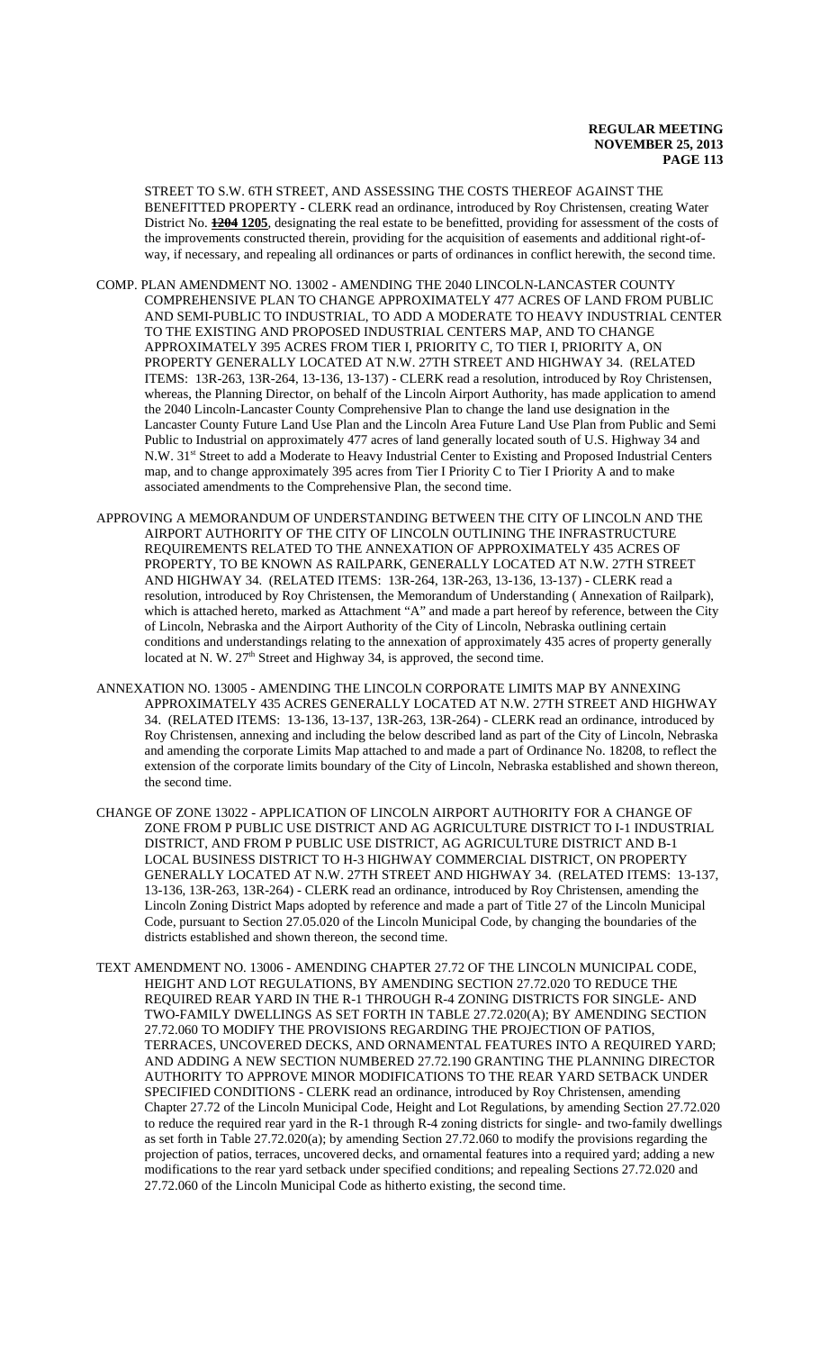STREET TO S.W. 6TH STREET, AND ASSESSING THE COSTS THEREOF AGAINST THE BENEFITTED PROPERTY - CLERK read an ordinance, introduced by Roy Christensen, creating Water District No. ~~1204~~ **1205**, designating the real estate to be benefitted, providing for assessment of the costs of the improvements constructed therein, providing for the acquisition of easements and additional right-of-way, if necessary, and repealing all ordinances or parts of ordinances in conflict herewith, the second time.

COMP. PLAN AMENDMENT NO. 13002 - AMENDING THE 2040 LINCOLN-LANCASTER COUNTY COMPREHENSIVE PLAN TO CHANGE APPROXIMATELY 477 ACRES OF LAND FROM PUBLIC AND SEMI-PUBLIC TO INDUSTRIAL, TO ADD A MODERATE TO HEAVY INDUSTRIAL CENTER TO THE EXISTING AND PROPOSED INDUSTRIAL CENTERS MAP, AND TO CHANGE APPROXIMATELY 395 ACRES FROM TIER I, PRIORITY C, TO TIER I, PRIORITY A, ON PROPERTY GENERALLY LOCATED AT N.W. 27TH STREET AND HIGHWAY 34. (RELATED ITEMS: 13R-263, 13R-264, 13-136, 13-137) - CLERK read a resolution, introduced by Roy Christensen, whereas, the Planning Director, on behalf of the Lincoln Airport Authority, has made application to amend the 2040 Lincoln-Lancaster County Comprehensive Plan to change the land use designation in the Lancaster County Future Land Use Plan and the Lincoln Area Future Land Use Plan from Public and Semi Public to Industrial on approximately 477 acres of land generally located south of U.S. Highway 34 and N.W. 31st Street to add a Moderate to Heavy Industrial Center to Existing and Proposed Industrial Centers map, and to change approximately 395 acres from Tier I Priority C to Tier I Priority A and to make associated amendments to the Comprehensive Plan, the second time.

APPROVING A MEMORANDUM OF UNDERSTANDING BETWEEN THE CITY OF LINCOLN AND THE AIRPORT AUTHORITY OF THE CITY OF LINCOLN OUTLINING THE INFRASTRUCTURE REQUIREMENTS RELATED TO THE ANNEXATION OF APPROXIMATELY 435 ACRES OF PROPERTY, TO BE KNOWN AS RAILPARK, GENERALLY LOCATED AT N.W. 27TH STREET AND HIGHWAY 34. (RELATED ITEMS: 13R-264, 13R-263, 13-136, 13-137) - CLERK read a resolution, introduced by Roy Christensen, the Memorandum of Understanding ( Annexation of Railpark), which is attached hereto, marked as Attachment "A" and made a part hereof by reference, between the City of Lincoln, Nebraska and the Airport Authority of the City of Lincoln, Nebraska outlining certain conditions and understandings relating to the annexation of approximately 435 acres of property generally located at N. W. 27th Street and Highway 34, is approved, the second time.

ANNEXATION NO. 13005 - AMENDING THE LINCOLN CORPORATE LIMITS MAP BY ANNEXING APPROXIMATELY 435 ACRES GENERALLY LOCATED AT N.W. 27TH STREET AND HIGHWAY 34. (RELATED ITEMS: 13-136, 13-137, 13R-263, 13R-264) - CLERK read an ordinance, introduced by Roy Christensen, annexing and including the below described land as part of the City of Lincoln, Nebraska and amending the corporate Limits Map attached to and made a part of Ordinance No. 18208, to reflect the extension of the corporate limits boundary of the City of Lincoln, Nebraska established and shown thereon, the second time.

CHANGE OF ZONE 13022 - APPLICATION OF LINCOLN AIRPORT AUTHORITY FOR A CHANGE OF ZONE FROM P PUBLIC USE DISTRICT AND AG AGRICULTURE DISTRICT TO I-1 INDUSTRIAL DISTRICT, AND FROM P PUBLIC USE DISTRICT, AG AGRICULTURE DISTRICT AND B-1 LOCAL BUSINESS DISTRICT TO H-3 HIGHWAY COMMERCIAL DISTRICT, ON PROPERTY GENERALLY LOCATED AT N.W. 27TH STREET AND HIGHWAY 34. (RELATED ITEMS: 13-137, 13-136, 13R-263, 13R-264) - CLERK read an ordinance, introduced by Roy Christensen, amending the Lincoln Zoning District Maps adopted by reference and made a part of Title 27 of the Lincoln Municipal Code, pursuant to Section 27.05.020 of the Lincoln Municipal Code, by changing the boundaries of the districts established and shown thereon, the second time.

TEXT AMENDMENT NO. 13006 - AMENDING CHAPTER 27.72 OF THE LINCOLN MUNICIPAL CODE, HEIGHT AND LOT REGULATIONS, BY AMENDING SECTION 27.72.020 TO REDUCE THE REQUIRED REAR YARD IN THE R-1 THROUGH R-4 ZONING DISTRICTS FOR SINGLE- AND TWO-FAMILY DWELLINGS AS SET FORTH IN TABLE 27.72.020(A); BY AMENDING SECTION 27.72.060 TO MODIFY THE PROVISIONS REGARDING THE PROJECTION OF PATIOS, TERRACES, UNCOVERED DECKS, AND ORNAMENTAL FEATURES INTO A REQUIRED YARD; AND ADDING A NEW SECTION NUMBERED 27.72.190 GRANTING THE PLANNING DIRECTOR AUTHORITY TO APPROVE MINOR MODIFICATIONS TO THE REAR YARD SETBACK UNDER SPECIFIED CONDITIONS - CLERK read an ordinance, introduced by Roy Christensen, amending Chapter 27.72 of the Lincoln Municipal Code, Height and Lot Regulations, by amending Section 27.72.020 to reduce the required rear yard in the R-1 through R-4 zoning districts for single- and two-family dwellings as set forth in Table 27.72.020(a); by amending Section 27.72.060 to modify the provisions regarding the projection of patios, terraces, uncovered decks, and ornamental features into a required yard; adding a new modifications to the rear yard setback under specified conditions; and repealing Sections 27.72.020 and 27.72.060 of the Lincoln Municipal Code as hitherto existing, the second time.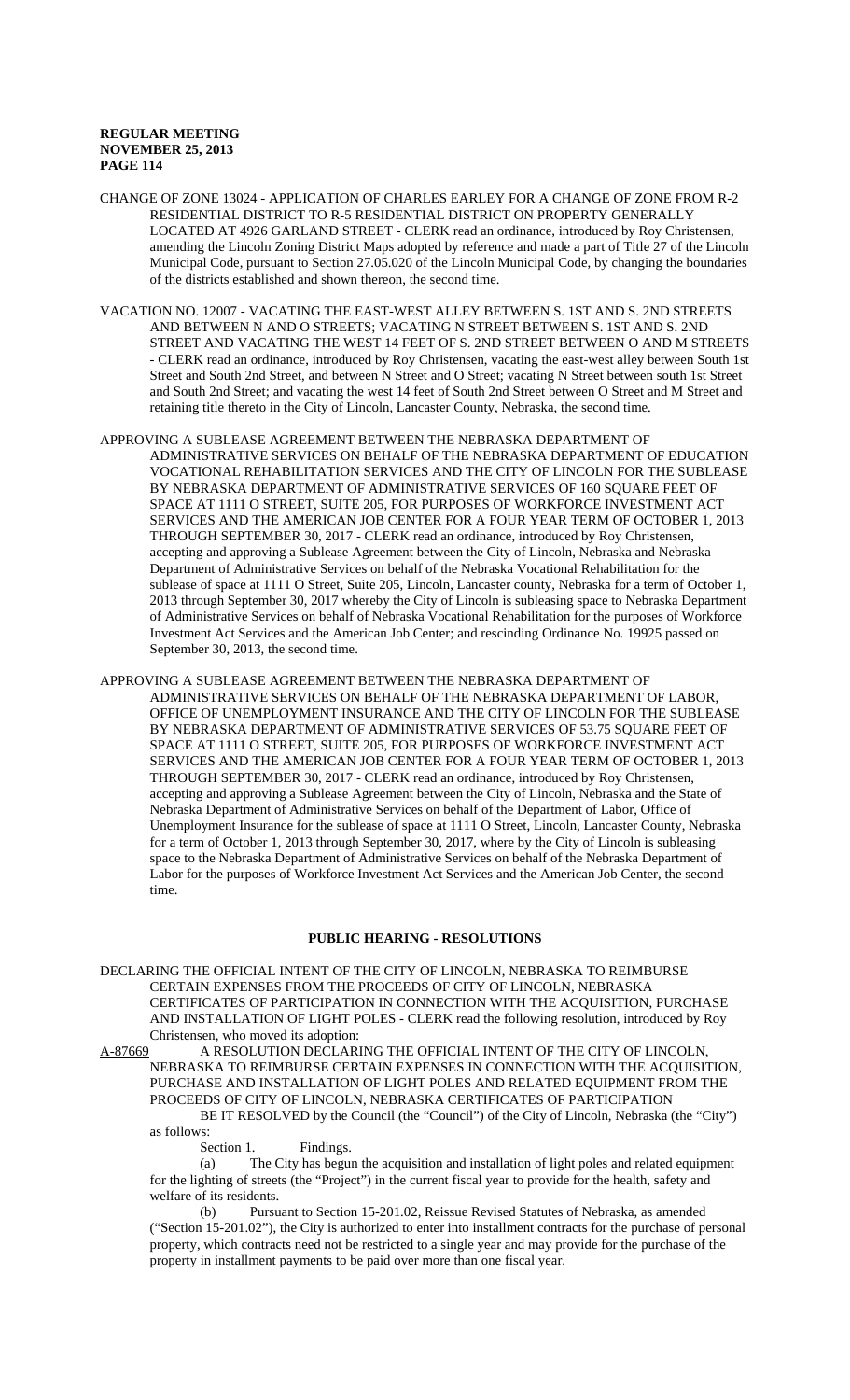CHANGE OF ZONE 13024 - APPLICATION OF CHARLES EARLEY FOR A CHANGE OF ZONE FROM R-2 RESIDENTIAL DISTRICT TO R-5 RESIDENTIAL DISTRICT ON PROPERTY GENERALLY LOCATED AT 4926 GARLAND STREET - CLERK read an ordinance, introduced by Roy Christensen, amending the Lincoln Zoning District Maps adopted by reference and made a part of Title 27 of the Lincoln Municipal Code, pursuant to Section 27.05.020 of the Lincoln Municipal Code, by changing the boundaries of the districts established and shown thereon, the second time.

VACATION NO. 12007 - VACATING THE EAST-WEST ALLEY BETWEEN S. 1ST AND S. 2ND STREETS AND BETWEEN N AND O STREETS; VACATING N STREET BETWEEN S. 1ST AND S. 2ND STREET AND VACATING THE WEST 14 FEET OF S. 2ND STREET BETWEEN O AND M STREETS - CLERK read an ordinance, introduced by Roy Christensen, vacating the east-west alley between South 1st Street and South 2nd Street, and between N Street and O Street; vacating N Street between south 1st Street and South 2nd Street; and vacating the west 14 feet of South 2nd Street between O Street and M Street and retaining title thereto in the City of Lincoln, Lancaster County, Nebraska, the second time.

APPROVING A SUBLEASE AGREEMENT BETWEEN THE NEBRASKA DEPARTMENT OF ADMINISTRATIVE SERVICES ON BEHALF OF THE NEBRASKA DEPARTMENT OF EDUCATION VOCATIONAL REHABILITATION SERVICES AND THE CITY OF LINCOLN FOR THE SUBLEASE BY NEBRASKA DEPARTMENT OF ADMINISTRATIVE SERVICES OF 160 SQUARE FEET OF SPACE AT 1111 O STREET, SUITE 205, FOR PURPOSES OF WORKFORCE INVESTMENT ACT SERVICES AND THE AMERICAN JOB CENTER FOR A FOUR YEAR TERM OF OCTOBER 1, 2013 THROUGH SEPTEMBER 30, 2017 - CLERK read an ordinance, introduced by Roy Christensen, accepting and approving a Sublease Agreement between the City of Lincoln, Nebraska and Nebraska Department of Administrative Services on behalf of the Nebraska Vocational Rehabilitation for the sublease of space at 1111 O Street, Suite 205, Lincoln, Lancaster county, Nebraska for a term of October 1, 2013 through September 30, 2017 whereby the City of Lincoln is subleasing space to Nebraska Department of Administrative Services on behalf of Nebraska Vocational Rehabilitation for the purposes of Workforce Investment Act Services and the American Job Center; and rescinding Ordinance No. 19925 passed on September 30, 2013, the second time.

APPROVING A SUBLEASE AGREEMENT BETWEEN THE NEBRASKA DEPARTMENT OF ADMINISTRATIVE SERVICES ON BEHALF OF THE NEBRASKA DEPARTMENT OF LABOR, OFFICE OF UNEMPLOYMENT INSURANCE AND THE CITY OF LINCOLN FOR THE SUBLEASE BY NEBRASKA DEPARTMENT OF ADMINISTRATIVE SERVICES OF 53.75 SQUARE FEET OF SPACE AT 1111 O STREET, SUITE 205, FOR PURPOSES OF WORKFORCE INVESTMENT ACT SERVICES AND THE AMERICAN JOB CENTER FOR A FOUR YEAR TERM OF OCTOBER 1, 2013 THROUGH SEPTEMBER 30, 2017 - CLERK read an ordinance, introduced by Roy Christensen, accepting and approving a Sublease Agreement between the City of Lincoln, Nebraska and the State of Nebraska Department of Administrative Services on behalf of the Department of Labor, Office of Unemployment Insurance for the sublease of space at 1111 O Street, Lincoln, Lancaster County, Nebraska for a term of October 1, 2013 through September 30, 2017, where by the City of Lincoln is subleasing space to the Nebraska Department of Administrative Services on behalf of the Nebraska Department of Labor for the purposes of Workforce Investment Act Services and the American Job Center, the second time.

## PUBLIC HEARING - RESOLUTIONS

DECLARING THE OFFICIAL INTENT OF THE CITY OF LINCOLN, NEBRASKA TO REIMBURSE CERTAIN EXPENSES FROM THE PROCEEDS OF CITY OF LINCOLN, NEBRASKA CERTIFICATES OF PARTICIPATION IN CONNECTION WITH THE ACQUISITION, PURCHASE AND INSTALLATION OF LIGHT POLES - CLERK read the following resolution, introduced by Roy Christensen, who moved its adoption:

A-87669 A RESOLUTION DECLARING THE OFFICIAL INTENT OF THE CITY OF LINCOLN, NEBRASKA TO REIMBURSE CERTAIN EXPENSES IN CONNECTION WITH THE ACQUISITION, PURCHASE AND INSTALLATION OF LIGHT POLES AND RELATED EQUIPMENT FROM THE PROCEEDS OF CITY OF LINCOLN, NEBRASKA CERTIFICATES OF PARTICIPATION

BE IT RESOLVED by the Council (the "Council") of the City of Lincoln, Nebraska (the "City") as follows:

Section 1. Findings.

(a) The City has begun the acquisition and installation of light poles and related equipment for the lighting of streets (the "Project") in the current fiscal year to provide for the health, safety and welfare of its residents.

(b) Pursuant to Section 15-201.02, Reissue Revised Statutes of Nebraska, as amended ("Section 15-201.02"), the City is authorized to enter into installment contracts for the purchase of personal property, which contracts need not be restricted to a single year and may provide for the purchase of the property in installment payments to be paid over more than one fiscal year.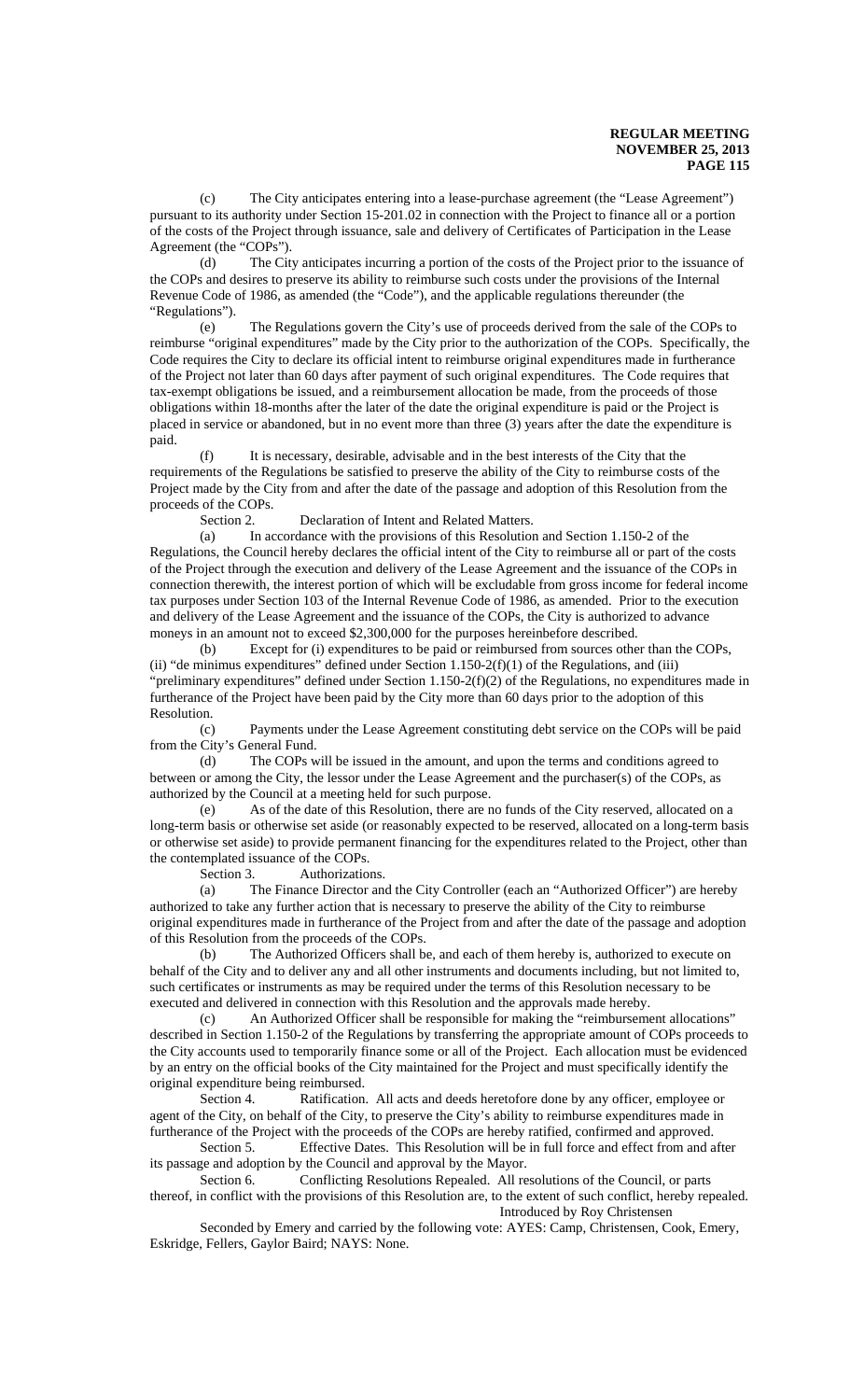(c) The City anticipates entering into a lease-purchase agreement (the "Lease Agreement") pursuant to its authority under Section 15-201.02 in connection with the Project to finance all or a portion of the costs of the Project through issuance, sale and delivery of Certificates of Participation in the Lease Agreement (the "COPs").

(d) The City anticipates incurring a portion of the costs of the Project prior to the issuance of the COPs and desires to preserve its ability to reimburse such costs under the provisions of the Internal Revenue Code of 1986, as amended (the "Code"), and the applicable regulations thereunder (the "Regulations").

(e) The Regulations govern the City's use of proceeds derived from the sale of the COPs to reimburse "original expenditures" made by the City prior to the authorization of the COPs. Specifically, the Code requires the City to declare its official intent to reimburse original expenditures made in furtherance of the Project not later than 60 days after payment of such original expenditures. The Code requires that tax-exempt obligations be issued, and a reimbursement allocation be made, from the proceeds of those obligations within 18-months after the later of the date the original expenditure is paid or the Project is placed in service or abandoned, but in no event more than three (3) years after the date the expenditure is paid.

(f) It is necessary, desirable, advisable and in the best interests of the City that the requirements of the Regulations be satisfied to preserve the ability of the City to reimburse costs of the Project made by the City from and after the date of the passage and adoption of this Resolution from the proceeds of the COPs.

Section 2. Declaration of Intent and Related Matters.

(a) In accordance with the provisions of this Resolution and Section 1.150-2 of the Regulations, the Council hereby declares the official intent of the City to reimburse all or part of the costs of the Project through the execution and delivery of the Lease Agreement and the issuance of the COPs in connection therewith, the interest portion of which will be excludable from gross income for federal income tax purposes under Section 103 of the Internal Revenue Code of 1986, as amended. Prior to the execution and delivery of the Lease Agreement and the issuance of the COPs, the City is authorized to advance moneys in an amount not to exceed $2,300,000 for the purposes hereinbefore described.

(b) Except for (i) expenditures to be paid or reimbursed from sources other than the COPs, (ii) "de minimus expenditures" defined under Section 1.150-2(f)(1) of the Regulations, and (iii) "preliminary expenditures" defined under Section 1.150-2(f)(2) of the Regulations, no expenditures made in furtherance of the Project have been paid by the City more than 60 days prior to the adoption of this Resolution.

(c) Payments under the Lease Agreement constituting debt service on the COPs will be paid from the City's General Fund.

(d) The COPs will be issued in the amount, and upon the terms and conditions agreed to between or among the City, the lessor under the Lease Agreement and the purchaser(s) of the COPs, as authorized by the Council at a meeting held for such purpose.

(e) As of the date of this Resolution, there are no funds of the City reserved, allocated on a long-term basis or otherwise set aside (or reasonably expected to be reserved, allocated on a long-term basis or otherwise set aside) to provide permanent financing for the expenditures related to the Project, other than the contemplated issuance of the COPs.

Section 3. Authorizations.

(a) The Finance Director and the City Controller (each an "Authorized Officer") are hereby authorized to take any further action that is necessary to preserve the ability of the City to reimburse original expenditures made in furtherance of the Project from and after the date of the passage and adoption of this Resolution from the proceeds of the COPs.

(b) The Authorized Officers shall be, and each of them hereby is, authorized to execute on behalf of the City and to deliver any and all other instruments and documents including, but not limited to, such certificates or instruments as may be required under the terms of this Resolution necessary to be executed and delivered in connection with this Resolution and the approvals made hereby.

(c) An Authorized Officer shall be responsible for making the "reimbursement allocations" described in Section 1.150-2 of the Regulations by transferring the appropriate amount of COPs proceeds to the City accounts used to temporarily finance some or all of the Project. Each allocation must be evidenced by an entry on the official books of the City maintained for the Project and must specifically identify the original expenditure being reimbursed.

Section 4. Ratification. All acts and deeds heretofore done by any officer, employee or agent of the City, on behalf of the City, to preserve the City's ability to reimburse expenditures made in furtherance of the Project with the proceeds of the COPs are hereby ratified, confirmed and approved.

Section 5. Effective Dates. This Resolution will be in full force and effect from and after its passage and adoption by the Council and approval by the Mayor.

Section 6. Conflicting Resolutions Repealed. All resolutions of the Council, or parts thereof, in conflict with the provisions of this Resolution are, to the extent of such conflict, hereby repealed.

Introduced by Roy Christensen

Seconded by Emery and carried by the following vote: AYES: Camp, Christensen, Cook, Emery, Eskridge, Fellers, Gaylor Baird; NAYS: None.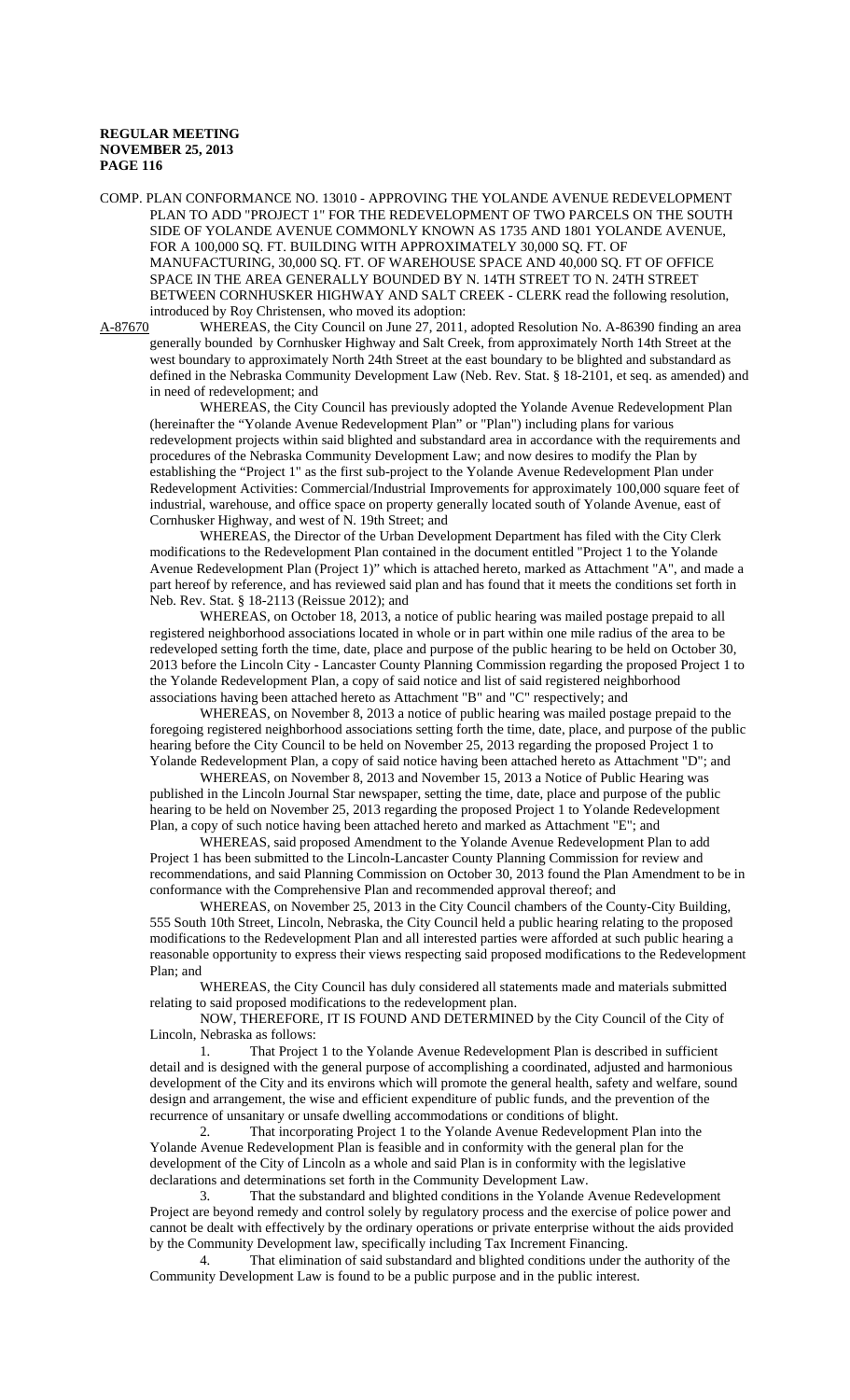COMP. PLAN CONFORMANCE NO. 13010 - APPROVING THE YOLANDE AVENUE REDEVELOPMENT PLAN TO ADD "PROJECT 1" FOR THE REDEVELOPMENT OF TWO PARCELS ON THE SOUTH SIDE OF YOLANDE AVENUE COMMONLY KNOWN AS 1735 AND 1801 YOLANDE AVENUE, FOR A 100,000 SQ. FT. BUILDING WITH APPROXIMATELY 30,000 SQ. FT. OF MANUFACTURING, 30,000 SQ. FT. OF WAREHOUSE SPACE AND 40,000 SQ. FT OF OFFICE SPACE IN THE AREA GENERALLY BOUNDED BY N. 14TH STREET TO N. 24TH STREET BETWEEN CORNHUSKER HIGHWAY AND SALT CREEK - CLERK read the following resolution, introduced by Roy Christensen, who moved its adoption:

A-87670 WHEREAS, the City Council on June 27, 2011, adopted Resolution No. A-86390 finding an area generally bounded by Cornhusker Highway and Salt Creek, from approximately North 14th Street at the west boundary to approximately North 24th Street at the east boundary to be blighted and substandard as defined in the Nebraska Community Development Law (Neb. Rev. Stat. § 18-2101, et seq. as amended) and in need of redevelopment; and

WHEREAS, the City Council has previously adopted the Yolande Avenue Redevelopment Plan (hereinafter the "Yolande Avenue Redevelopment Plan" or "Plan") including plans for various redevelopment projects within said blighted and substandard area in accordance with the requirements and procedures of the Nebraska Community Development Law; and now desires to modify the Plan by establishing the "Project 1" as the first sub-project to the Yolande Avenue Redevelopment Plan under Redevelopment Activities: Commercial/Industrial Improvements for approximately 100,000 square feet of industrial, warehouse, and office space on property generally located south of Yolande Avenue, east of Cornhusker Highway, and west of N. 19th Street; and

WHEREAS, the Director of the Urban Development Department has filed with the City Clerk modifications to the Redevelopment Plan contained in the document entitled "Project 1 to the Yolande Avenue Redevelopment Plan (Project 1)" which is attached hereto, marked as Attachment "A", and made a part hereof by reference, and has reviewed said plan and has found that it meets the conditions set forth in Neb. Rev. Stat. § 18-2113 (Reissue 2012); and

WHEREAS, on October 18, 2013, a notice of public hearing was mailed postage prepaid to all registered neighborhood associations located in whole or in part within one mile radius of the area to be redeveloped setting forth the time, date, place and purpose of the public hearing to be held on October 30, 2013 before the Lincoln City - Lancaster County Planning Commission regarding the proposed Project 1 to the Yolande Redevelopment Plan, a copy of said notice and list of said registered neighborhood associations having been attached hereto as Attachment "B" and "C" respectively; and

WHEREAS, on November 8, 2013 a notice of public hearing was mailed postage prepaid to the foregoing registered neighborhood associations setting forth the time, date, place, and purpose of the public hearing before the City Council to be held on November 25, 2013 regarding the proposed Project 1 to Yolande Redevelopment Plan, a copy of said notice having been attached hereto as Attachment "D"; and

WHEREAS, on November 8, 2013 and November 15, 2013 a Notice of Public Hearing was published in the Lincoln Journal Star newspaper, setting the time, date, place and purpose of the public hearing to be held on November 25, 2013 regarding the proposed Project 1 to Yolande Redevelopment Plan, a copy of such notice having been attached hereto and marked as Attachment "E"; and

WHEREAS, said proposed Amendment to the Yolande Avenue Redevelopment Plan to add Project 1 has been submitted to the Lincoln-Lancaster County Planning Commission for review and recommendations, and said Planning Commission on October 30, 2013 found the Plan Amendment to be in conformance with the Comprehensive Plan and recommended approval thereof; and

WHEREAS, on November 25, 2013 in the City Council chambers of the County-City Building, 555 South 10th Street, Lincoln, Nebraska, the City Council held a public hearing relating to the proposed modifications to the Redevelopment Plan and all interested parties were afforded at such public hearing a reasonable opportunity to express their views respecting said proposed modifications to the Redevelopment Plan; and

WHEREAS, the City Council has duly considered all statements made and materials submitted relating to said proposed modifications to the redevelopment plan.

NOW, THEREFORE, IT IS FOUND AND DETERMINED by the City Council of the City of Lincoln, Nebraska as follows:

1. That Project 1 to the Yolande Avenue Redevelopment Plan is described in sufficient detail and is designed with the general purpose of accomplishing a coordinated, adjusted and harmonious development of the City and its environs which will promote the general health, safety and welfare, sound design and arrangement, the wise and efficient expenditure of public funds, and the prevention of the recurrence of unsanitary or unsafe dwelling accommodations or conditions of blight.

2. That incorporating Project 1 to the Yolande Avenue Redevelopment Plan into the Yolande Avenue Redevelopment Plan is feasible and in conformity with the general plan for the development of the City of Lincoln as a whole and said Plan is in conformity with the legislative declarations and determinations set forth in the Community Development Law.

3. That the substandard and blighted conditions in the Yolande Avenue Redevelopment Project are beyond remedy and control solely by regulatory process and the exercise of police power and cannot be dealt with effectively by the ordinary operations or private enterprise without the aids provided by the Community Development law, specifically including Tax Increment Financing.

4. That elimination of said substandard and blighted conditions under the authority of the Community Development Law is found to be a public purpose and in the public interest.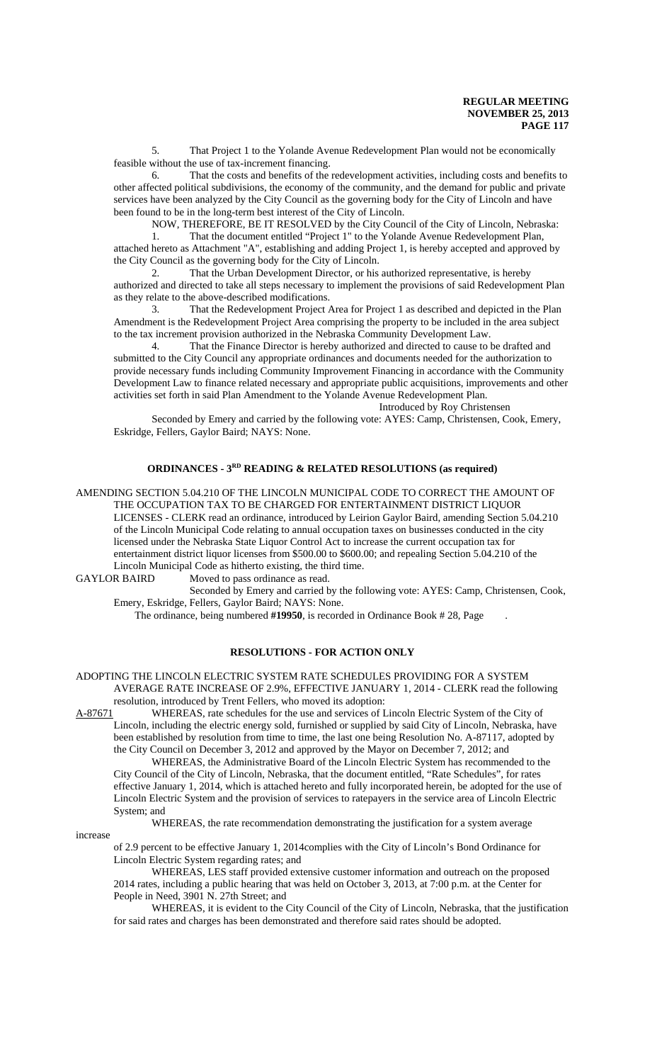5. That Project 1 to the Yolande Avenue Redevelopment Plan would not be economically feasible without the use of tax-increment financing.

6. That the costs and benefits of the redevelopment activities, including costs and benefits to other affected political subdivisions, the economy of the community, and the demand for public and private services have been analyzed by the City Council as the governing body for the City of Lincoln and have been found to be in the long-term best interest of the City of Lincoln.

NOW, THEREFORE, BE IT RESOLVED by the City Council of the City of Lincoln, Nebraska:

1. That the document entitled "Project 1" to the Yolande Avenue Redevelopment Plan, attached hereto as Attachment "A", establishing and adding Project 1, is hereby accepted and approved by the City Council as the governing body for the City of Lincoln.

2. That the Urban Development Director, or his authorized representative, is hereby authorized and directed to take all steps necessary to implement the provisions of said Redevelopment Plan as they relate to the above-described modifications.

3. That the Redevelopment Project Area for Project 1 as described and depicted in the Plan Amendment is the Redevelopment Project Area comprising the property to be included in the area subject to the tax increment provision authorized in the Nebraska Community Development Law.

4. That the Finance Director is hereby authorized and directed to cause to be drafted and submitted to the City Council any appropriate ordinances and documents needed for the authorization to provide necessary funds including Community Improvement Financing in accordance with the Community Development Law to finance related necessary and appropriate public acquisitions, improvements and other activities set forth in said Plan Amendment to the Yolande Avenue Redevelopment Plan.

Introduced by Roy Christensen

Seconded by Emery and carried by the following vote: AYES: Camp, Christensen, Cook, Emery, Eskridge, Fellers, Gaylor Baird; NAYS: None.

## ORDINANCES - 3RD READING & RELATED RESOLUTIONS (as required)

AMENDING SECTION 5.04.210 OF THE LINCOLN MUNICIPAL CODE TO CORRECT THE AMOUNT OF THE OCCUPATION TAX TO BE CHARGED FOR ENTERTAINMENT DISTRICT LIQUOR LICENSES - CLERK read an ordinance, introduced by Leirion Gaylor Baird, amending Section 5.04.210 of the Lincoln Municipal Code relating to annual occupation taxes on businesses conducted in the city licensed under the Nebraska State Liquor Control Act to increase the current occupation tax for entertainment district liquor licenses from $500.00 to $600.00; and repealing Section 5.04.210 of the Lincoln Municipal Code as hitherto existing, the third time.

GAYLOR BAIRD Moved to pass ordinance as read.

Seconded by Emery and carried by the following vote: AYES: Camp, Christensen, Cook, Emery, Eskridge, Fellers, Gaylor Baird; NAYS: None.

The ordinance, being numbered **#19950**, is recorded in Ordinance Book # 28, Page .

## RESOLUTIONS - FOR ACTION ONLY

ADOPTING THE LINCOLN ELECTRIC SYSTEM RATE SCHEDULES PROVIDING FOR A SYSTEM AVERAGE RATE INCREASE OF 2.9%, EFFECTIVE JANUARY 1, 2014 - CLERK read the following resolution, introduced by Trent Fellers, who moved its adoption:

A-87671 WHEREAS, rate schedules for the use and services of Lincoln Electric System of the City of Lincoln, including the electric energy sold, furnished or supplied by said City of Lincoln, Nebraska, have been established by resolution from time to time, the last one being Resolution No. A-87117, adopted by the City Council on December 3, 2012 and approved by the Mayor on December 7, 2012; and

WHEREAS, the Administrative Board of the Lincoln Electric System has recommended to the City Council of the City of Lincoln, Nebraska, that the document entitled, "Rate Schedules", for rates effective January 1, 2014, which is attached hereto and fully incorporated herein, be adopted for the use of Lincoln Electric System and the provision of services to ratepayers in the service area of Lincoln Electric System; and

WHEREAS, the rate recommendation demonstrating the justification for a system average increase of 2.9 percent to be effective January 1, 2014complies with the City of Lincoln's Bond Ordinance for Lincoln Electric System regarding rates; and

WHEREAS, LES staff provided extensive customer information and outreach on the proposed 2014 rates, including a public hearing that was held on October 3, 2013, at 7:00 p.m. at the Center for People in Need, 3901 N. 27th Street; and

WHEREAS, it is evident to the City Council of the City of Lincoln, Nebraska, that the justification for said rates and charges has been demonstrated and therefore said rates should be adopted.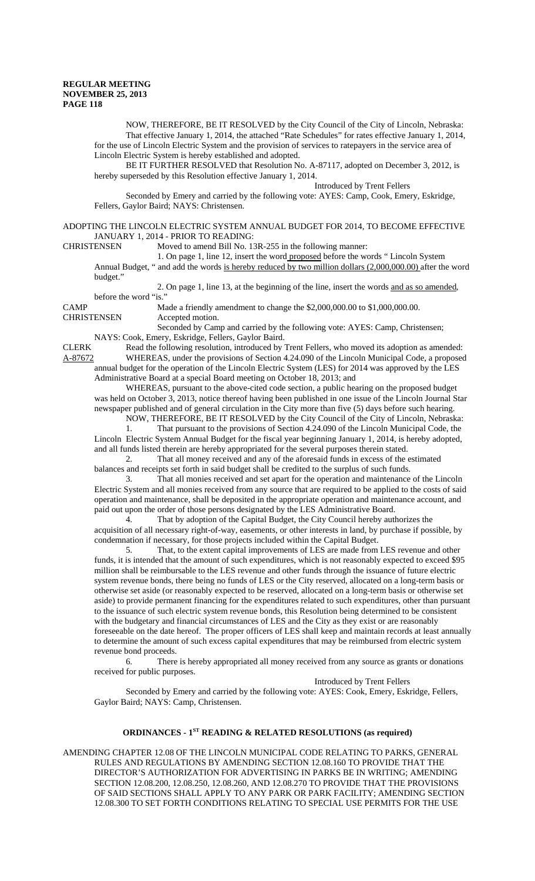NOW, THEREFORE, BE IT RESOLVED by the City Council of the City of Lincoln, Nebraska:

That effective January 1, 2014, the attached "Rate Schedules" for rates effective January 1, 2014, for the use of Lincoln Electric System and the provision of services to ratepayers in the service area of Lincoln Electric System is hereby established and adopted.

BE IT FURTHER RESOLVED that Resolution No. A-87117, adopted on December 3, 2012, is hereby superseded by this Resolution effective January 1, 2014.

Introduced by Trent Fellers

Seconded by Emery and carried by the following vote: AYES: Camp, Cook, Emery, Eskridge, Fellers, Gaylor Baird; NAYS: Christensen.

ADOPTING THE LINCOLN ELECTRIC SYSTEM ANNUAL BUDGET FOR 2014, TO BECOME EFFECTIVE JANUARY 1, 2014 - PRIOR TO READING:

CHRISTENSEN Moved to amend Bill No. 13R-255 in the following manner:

1. On page 1, line 12, insert the word proposed before the words " Lincoln System Annual Budget, " and add the words is hereby reduced by two million dollars (2,000,000.00) after the word budget."

2. On page 1, line 13, at the beginning of the line, insert the words and as so amended, before the word "is."

CAMP Made a friendly amendment to change the $2,000,000.00 to $1,000,000.00.

CHRISTENSEN Accepted motion.

Seconded by Camp and carried by the following vote: AYES: Camp, Christensen; NAYS: Cook, Emery, Eskridge, Fellers, Gaylor Baird.

CLERK Read the following resolution, introduced by Trent Fellers, who moved its adoption as amended:

A-87672 WHEREAS, under the provisions of Section 4.24.090 of the Lincoln Municipal Code, a proposed annual budget for the operation of the Lincoln Electric System (LES) for 2014 was approved by the LES Administrative Board at a special Board meeting on October 18, 2013; and

WHEREAS, pursuant to the above-cited code section, a public hearing on the proposed budget was held on October 3, 2013, notice thereof having been published in one issue of the Lincoln Journal Star newspaper published and of general circulation in the City more than five (5) days before such hearing.

NOW, THEREFORE, BE IT RESOLVED by the City Council of the City of Lincoln, Nebraska:

1. That pursuant to the provisions of Section 4.24.090 of the Lincoln Municipal Code, the Lincoln Electric System Annual Budget for the fiscal year beginning January 1, 2014, is hereby adopted, and all funds listed therein are hereby appropriated for the several purposes therein stated.

2. That all money received and any of the aforesaid funds in excess of the estimated balances and receipts set forth in said budget shall be credited to the surplus of such funds.

3. That all monies received and set apart for the operation and maintenance of the Lincoln Electric System and all monies received from any source that are required to be applied to the costs of said operation and maintenance, shall be deposited in the appropriate operation and maintenance account, and paid out upon the order of those persons designated by the LES Administrative Board.

4. That by adoption of the Capital Budget, the City Council hereby authorizes the acquisition of all necessary right-of-way, easements, or other interests in land, by purchase if possible, by condemnation if necessary, for those projects included within the Capital Budget.

5. That, to the extent capital improvements of LES are made from LES revenue and other funds, it is intended that the amount of such expenditures, which is not reasonably expected to exceed $95 million shall be reimbursable to the LES revenue and other funds through the issuance of future electric system revenue bonds, there being no funds of LES or the City reserved, allocated on a long-term basis or otherwise set aside (or reasonably expected to be reserved, allocated on a long-term basis or otherwise set aside) to provide permanent financing for the expenditures related to such expenditures, other than pursuant to the issuance of such electric system revenue bonds, this Resolution being determined to be consistent with the budgetary and financial circumstances of LES and the City as they exist or are reasonably foreseeable on the date hereof. The proper officers of LES shall keep and maintain records at least annually to determine the amount of such excess capital expenditures that may be reimbursed from electric system revenue bond proceeds.

6. There is hereby appropriated all money received from any source as grants or donations received for public purposes.

Introduced by Trent Fellers

Seconded by Emery and carried by the following vote: AYES: Cook, Emery, Eskridge, Fellers, Gaylor Baird; NAYS: Camp, Christensen.

## ORDINANCES - 1ST READING & RELATED RESOLUTIONS (as required)

AMENDING CHAPTER 12.08 OF THE LINCOLN MUNICIPAL CODE RELATING TO PARKS, GENERAL RULES AND REGULATIONS BY AMENDING SECTION 12.08.160 TO PROVIDE THAT THE DIRECTOR'S AUTHORIZATION FOR ADVERTISING IN PARKS BE IN WRITING; AMENDING SECTION 12.08.200, 12.08.250, 12.08.260, AND 12.08.270 TO PROVIDE THAT THE PROVISIONS OF SAID SECTIONS SHALL APPLY TO ANY PARK OR PARK FACILITY; AMENDING SECTION 12.08.300 TO SET FORTH CONDITIONS RELATING TO SPECIAL USE PERMITS FOR THE USE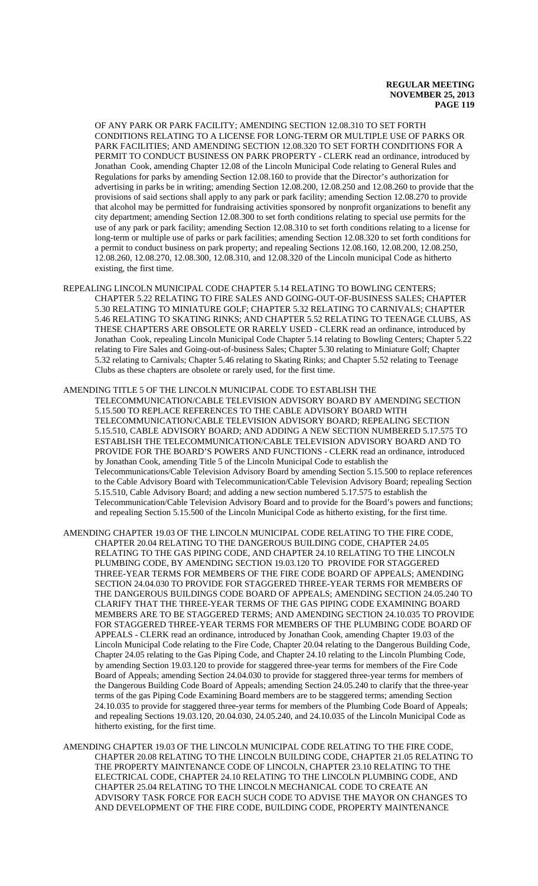OF ANY PARK OR PARK FACILITY; AMENDING SECTION 12.08.310 TO SET FORTH CONDITIONS RELATING TO A LICENSE FOR LONG-TERM OR MULTIPLE USE OF PARKS OR PARK FACILITIES; AND AMENDING SECTION 12.08.320 TO SET FORTH CONDITIONS FOR A PERMIT TO CONDUCT BUSINESS ON PARK PROPERTY - CLERK read an ordinance, introduced by Jonathan Cook, amending Chapter 12.08 of the Lincoln Municipal Code relating to General Rules and Regulations for parks by amending Section 12.08.160 to provide that the Director's authorization for advertising in parks be in writing; amending Section 12.08.200, 12.08.250 and 12.08.260 to provide that the provisions of said sections shall apply to any park or park facility; amending Section 12.08.270 to provide that alcohol may be permitted for fundraising activities sponsored by nonprofit organizations to benefit any city department; amending Section 12.08.300 to set forth conditions relating to special use permits for the use of any park or park facility; amending Section 12.08.310 to set forth conditions relating to a license for long-term or multiple use of parks or park facilities; amending Section 12.08.320 to set forth conditions for a permit to conduct business on park property; and repealing Sections 12.08.160, 12.08.200, 12.08.250, 12.08.260, 12.08.270, 12.08.300, 12.08.310, and 12.08.320 of the Lincoln municipal Code as hitherto existing, the first time.

REPEALING LINCOLN MUNICIPAL CODE CHAPTER 5.14 RELATING TO BOWLING CENTERS; CHAPTER 5.22 RELATING TO FIRE SALES AND GOING-OUT-OF-BUSINESS SALES; CHAPTER 5.30 RELATING TO MINIATURE GOLF; CHAPTER 5.32 RELATING TO CARNIVALS; CHAPTER 5.46 RELATING TO SKATING RINKS; AND CHAPTER 5.52 RELATING TO TEENAGE CLUBS, AS THESE CHAPTERS ARE OBSOLETE OR RARELY USED - CLERK read an ordinance, introduced by Jonathan Cook, repealing Lincoln Municipal Code Chapter 5.14 relating to Bowling Centers; Chapter 5.22 relating to Fire Sales and Going-out-of-business Sales; Chapter 5.30 relating to Miniature Golf; Chapter 5.32 relating to Carnivals; Chapter 5.46 relating to Skating Rinks; and Chapter 5.52 relating to Teenage Clubs as these chapters are obsolete or rarely used, for the first time.

AMENDING TITLE 5 OF THE LINCOLN MUNICIPAL CODE TO ESTABLISH THE TELECOMMUNICATION/CABLE TELEVISION ADVISORY BOARD BY AMENDING SECTION 5.15.500 TO REPLACE REFERENCES TO THE CABLE ADVISORY BOARD WITH TELECOMMUNICATION/CABLE TELEVISION ADVISORY BOARD; REPEALING SECTION 5.15.510, CABLE ADVISORY BOARD; AND ADDING A NEW SECTION NUMBERED 5.17.575 TO ESTABLISH THE TELECOMMUNICATION/CABLE TELEVISION ADVISORY BOARD AND TO PROVIDE FOR THE BOARD'S POWERS AND FUNCTIONS - CLERK read an ordinance, introduced by Jonathan Cook, amending Title 5 of the Lincoln Municipal Code to establish the Telecommunications/Cable Television Advisory Board by amending Section 5.15.500 to replace references to the Cable Advisory Board with Telecommunication/Cable Television Advisory Board; repealing Section 5.15.510, Cable Advisory Board; and adding a new section numbered 5.17.575 to establish the Telecommunication/Cable Television Advisory Board and to provide for the Board's powers and functions; and repealing Section 5.15.500 of the Lincoln Municipal Code as hitherto existing, for the first time.

AMENDING CHAPTER 19.03 OF THE LINCOLN MUNICIPAL CODE RELATING TO THE FIRE CODE, CHAPTER 20.04 RELATING TO THE DANGEROUS BUILDING CODE, CHAPTER 24.05 RELATING TO THE GAS PIPING CODE, AND CHAPTER 24.10 RELATING TO THE LINCOLN PLUMBING CODE, BY AMENDING SECTION 19.03.120 TO PROVIDE FOR STAGGERED THREE-YEAR TERMS FOR MEMBERS OF THE FIRE CODE BOARD OF APPEALS; AMENDING SECTION 24.04.030 TO PROVIDE FOR STAGGERED THREE-YEAR TERMS FOR MEMBERS OF THE DANGEROUS BUILDINGS CODE BOARD OF APPEALS; AMENDING SECTION 24.05.240 TO CLARIFY THAT THE THREE-YEAR TERMS OF THE GAS PIPING CODE EXAMINING BOARD MEMBERS ARE TO BE STAGGERED TERMS; AND AMENDING SECTION 24.10.035 TO PROVIDE FOR STAGGERED THREE-YEAR TERMS FOR MEMBERS OF THE PLUMBING CODE BOARD OF APPEALS - CLERK read an ordinance, introduced by Jonathan Cook, amending Chapter 19.03 of the Lincoln Municipal Code relating to the Fire Code, Chapter 20.04 relating to the Dangerous Building Code, Chapter 24.05 relating to the Gas Piping Code, and Chapter 24.10 relating to the Lincoln Plumbing Code, by amending Section 19.03.120 to provide for staggered three-year terms for members of the Fire Code Board of Appeals; amending Section 24.04.030 to provide for staggered three-year terms for members of the Dangerous Building Code Board of Appeals; amending Section 24.05.240 to clarify that the three-year terms of the gas Piping Code Examining Board members are to be staggered terms; amending Section 24.10.035 to provide for staggered three-year terms for members of the Plumbing Code Board of Appeals; and repealing Sections 19.03.120, 20.04.030, 24.05.240, and 24.10.035 of the Lincoln Municipal Code as hitherto existing, for the first time.

AMENDING CHAPTER 19.03 OF THE LINCOLN MUNICIPAL CODE RELATING TO THE FIRE CODE, CHAPTER 20.08 RELATING TO THE LINCOLN BUILDING CODE, CHAPTER 21.05 RELATING TO THE PROPERTY MAINTENANCE CODE OF LINCOLN, CHAPTER 23.10 RELATING TO THE ELECTRICAL CODE, CHAPTER 24.10 RELATING TO THE LINCOLN PLUMBING CODE, AND CHAPTER 25.04 RELATING TO THE LINCOLN MECHANICAL CODE TO CREATE AN ADVISORY TASK FORCE FOR EACH SUCH CODE TO ADVISE THE MAYOR ON CHANGES TO AND DEVELOPMENT OF THE FIRE CODE, BUILDING CODE, PROPERTY MAINTENANCE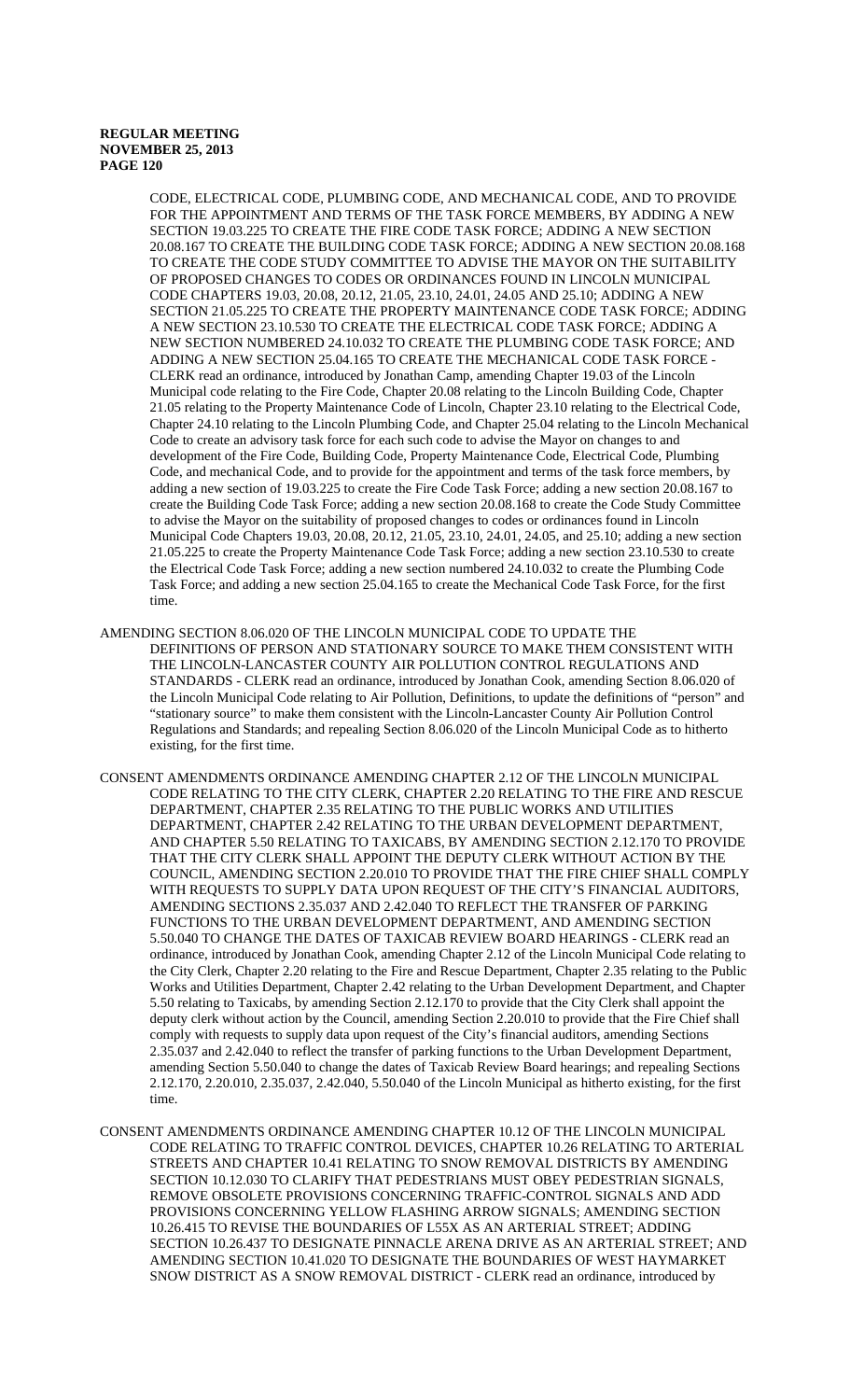CODE, ELECTRICAL CODE, PLUMBING CODE, AND MECHANICAL CODE, AND TO PROVIDE FOR THE APPOINTMENT AND TERMS OF THE TASK FORCE MEMBERS, BY ADDING A NEW SECTION 19.03.225 TO CREATE THE FIRE CODE TASK FORCE; ADDING A NEW SECTION 20.08.167 TO CREATE THE BUILDING CODE TASK FORCE; ADDING A NEW SECTION 20.08.168 TO CREATE THE CODE STUDY COMMITTEE TO ADVISE THE MAYOR ON THE SUITABILITY OF PROPOSED CHANGES TO CODES OR ORDINANCES FOUND IN LINCOLN MUNICIPAL CODE CHAPTERS 19.03, 20.08, 20.12, 21.05, 23.10, 24.01, 24.05 AND 25.10; ADDING A NEW SECTION 21.05.225 TO CREATE THE PROPERTY MAINTENANCE CODE TASK FORCE; ADDING A NEW SECTION 23.10.530 TO CREATE THE ELECTRICAL CODE TASK FORCE; ADDING A NEW SECTION NUMBERED 24.10.032 TO CREATE THE PLUMBING CODE TASK FORCE; AND ADDING A NEW SECTION 25.04.165 TO CREATE THE MECHANICAL CODE TASK FORCE - CLERK read an ordinance, introduced by Jonathan Camp, amending Chapter 19.03 of the Lincoln Municipal code relating to the Fire Code, Chapter 20.08 relating to the Lincoln Building Code, Chapter 21.05 relating to the Property Maintenance Code of Lincoln, Chapter 23.10 relating to the Electrical Code, Chapter 24.10 relating to the Lincoln Plumbing Code, and Chapter 25.04 relating to the Lincoln Mechanical Code to create an advisory task force for each such code to advise the Mayor on changes to and development of the Fire Code, Building Code, Property Maintenance Code, Electrical Code, Plumbing Code, and mechanical Code, and to provide for the appointment and terms of the task force members, by adding a new section of 19.03.225 to create the Fire Code Task Force; adding a new section 20.08.167 to create the Building Code Task Force; adding a new section 20.08.168 to create the Code Study Committee to advise the Mayor on the suitability of proposed changes to codes or ordinances found in Lincoln Municipal Code Chapters 19.03, 20.08, 20.12, 21.05, 23.10, 24.01, 24.05, and 25.10; adding a new section 21.05.225 to create the Property Maintenance Code Task Force; adding a new section 23.10.530 to create the Electrical Code Task Force; adding a new section numbered 24.10.032 to create the Plumbing Code Task Force; and adding a new section 25.04.165 to create the Mechanical Code Task Force, for the first time.

AMENDING SECTION 8.06.020 OF THE LINCOLN MUNICIPAL CODE TO UPDATE THE DEFINITIONS OF PERSON AND STATIONARY SOURCE TO MAKE THEM CONSISTENT WITH THE LINCOLN-LANCASTER COUNTY AIR POLLUTION CONTROL REGULATIONS AND STANDARDS - CLERK read an ordinance, introduced by Jonathan Cook, amending Section 8.06.020 of the Lincoln Municipal Code relating to Air Pollution, Definitions, to update the definitions of "person" and "stationary source" to make them consistent with the Lincoln-Lancaster County Air Pollution Control Regulations and Standards; and repealing Section 8.06.020 of the Lincoln Municipal Code as to hitherto existing, for the first time.

CONSENT AMENDMENTS ORDINANCE AMENDING CHAPTER 2.12 OF THE LINCOLN MUNICIPAL CODE RELATING TO THE CITY CLERK, CHAPTER 2.20 RELATING TO THE FIRE AND RESCUE DEPARTMENT, CHAPTER 2.35 RELATING TO THE PUBLIC WORKS AND UTILITIES DEPARTMENT, CHAPTER 2.42 RELATING TO THE URBAN DEVELOPMENT DEPARTMENT, AND CHAPTER 5.50 RELATING TO TAXICABS, BY AMENDING SECTION 2.12.170 TO PROVIDE THAT THE CITY CLERK SHALL APPOINT THE DEPUTY CLERK WITHOUT ACTION BY THE COUNCIL, AMENDING SECTION 2.20.010 TO PROVIDE THAT THE FIRE CHIEF SHALL COMPLY WITH REQUESTS TO SUPPLY DATA UPON REQUEST OF THE CITY'S FINANCIAL AUDITORS, AMENDING SECTIONS 2.35.037 AND 2.42.040 TO REFLECT THE TRANSFER OF PARKING FUNCTIONS TO THE URBAN DEVELOPMENT DEPARTMENT, AND AMENDING SECTION 5.50.040 TO CHANGE THE DATES OF TAXICAB REVIEW BOARD HEARINGS - CLERK read an ordinance, introduced by Jonathan Cook, amending Chapter 2.12 of the Lincoln Municipal Code relating to the City Clerk, Chapter 2.20 relating to the Fire and Rescue Department, Chapter 2.35 relating to the Public Works and Utilities Department, Chapter 2.42 relating to the Urban Development Department, and Chapter 5.50 relating to Taxicabs, by amending Section 2.12.170 to provide that the City Clerk shall appoint the deputy clerk without action by the Council, amending Section 2.20.010 to provide that the Fire Chief shall comply with requests to supply data upon request of the City's financial auditors, amending Sections 2.35.037 and 2.42.040 to reflect the transfer of parking functions to the Urban Development Department, amending Section 5.50.040 to change the dates of Taxicab Review Board hearings; and repealing Sections 2.12.170, 2.20.010, 2.35.037, 2.42.040, 5.50.040 of the Lincoln Municipal as hitherto existing, for the first time.

CONSENT AMENDMENTS ORDINANCE AMENDING CHAPTER 10.12 OF THE LINCOLN MUNICIPAL CODE RELATING TO TRAFFIC CONTROL DEVICES, CHAPTER 10.26 RELATING TO ARTERIAL STREETS AND CHAPTER 10.41 RELATING TO SNOW REMOVAL DISTRICTS BY AMENDING SECTION 10.12.030 TO CLARIFY THAT PEDESTRIANS MUST OBEY PEDESTRIAN SIGNALS, REMOVE OBSOLETE PROVISIONS CONCERNING TRAFFIC-CONTROL SIGNALS AND ADD PROVISIONS CONCERNING YELLOW FLASHING ARROW SIGNALS; AMENDING SECTION 10.26.415 TO REVISE THE BOUNDARIES OF L55X AS AN ARTERIAL STREET; ADDING SECTION 10.26.437 TO DESIGNATE PINNACLE ARENA DRIVE AS AN ARTERIAL STREET; AND AMENDING SECTION 10.41.020 TO DESIGNATE THE BOUNDARIES OF WEST HAYMARKET SNOW DISTRICT AS A SNOW REMOVAL DISTRICT - CLERK read an ordinance, introduced by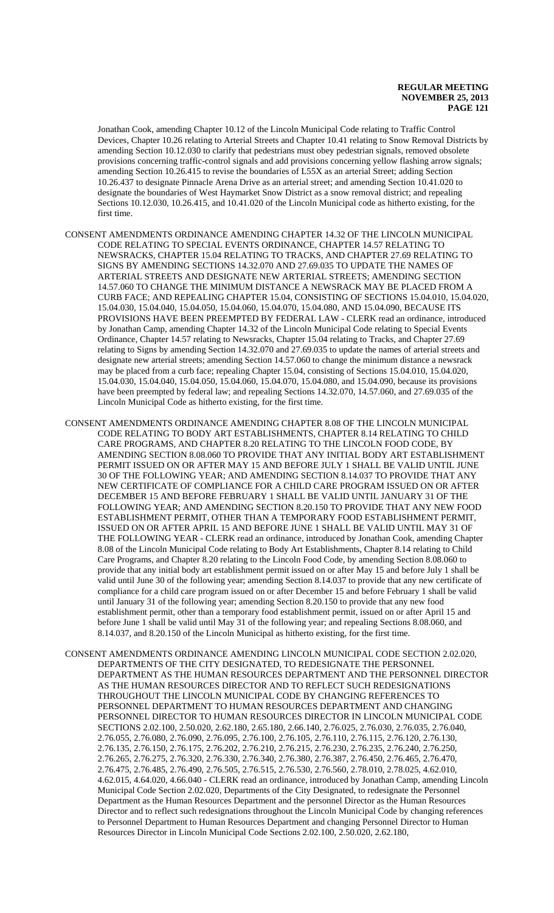Jonathan Cook, amending Chapter 10.12 of the Lincoln Municipal Code relating to Traffic Control Devices, Chapter 10.26 relating to Arterial Streets and Chapter 10.41 relating to Snow Removal Districts by amending Section 10.12.030 to clarify that pedestrians must obey pedestrian signals, removed obsolete provisions concerning traffic-control signals and add provisions concerning yellow flashing arrow signals; amending Section 10.26.415 to revise the boundaries of L55X as an arterial Street; adding Section 10.26.437 to designate Pinnacle Arena Drive as an arterial street; and amending Section 10.41.020 to designate the boundaries of West Haymarket Snow District as a snow removal district; and repealing Sections 10.12.030, 10.26.415, and 10.41.020 of the Lincoln Municipal code as hitherto existing, for the first time.

CONSENT AMENDMENTS ORDINANCE AMENDING CHAPTER 14.32 OF THE LINCOLN MUNICIPAL CODE RELATING TO SPECIAL EVENTS ORDINANCE, CHAPTER 14.57 RELATING TO NEWSRACKS, CHAPTER 15.04 RELATING TO TRACKS, AND CHAPTER 27.69 RELATING TO SIGNS BY AMENDING SECTIONS 14.32.070 AND 27.69.035 TO UPDATE THE NAMES OF ARTERIAL STREETS AND DESIGNATE NEW ARTERIAL STREETS; AMENDING SECTION 14.57.060 TO CHANGE THE MINIMUM DISTANCE A NEWSRACK MAY BE PLACED FROM A CURB FACE; AND REPEALING CHAPTER 15.04, CONSISTING OF SECTIONS 15.04.010, 15.04.020, 15.04.030, 15.04.040, 15.04.050, 15.04.060, 15.04.070, 15.04.080, AND 15.04.090, BECAUSE ITS PROVISIONS HAVE BEEN PREEMPTED BY FEDERAL LAW - CLERK read an ordinance, introduced by Jonathan Camp, amending Chapter 14.32 of the Lincoln Municipal Code relating to Special Events Ordinance, Chapter 14.57 relating to Newsracks, Chapter 15.04 relating to Tracks, and Chapter 27.69 relating to Signs by amending Section 14.32.070 and 27.69.035 to update the names of arterial streets and designate new arterial streets; amending Section 14.57.060 to change the minimum distance a newsrack may be placed from a curb face; repealing Chapter 15.04, consisting of Sections 15.04.010, 15.04.020, 15.04.030, 15.04.040, 15.04.050, 15.04.060, 15.04.070, 15.04.080, and 15.04.090, because its provisions have been preempted by federal law; and repealing Sections 14.32.070, 14.57.060, and 27.69.035 of the Lincoln Municipal Code as hitherto existing, for the first time.

CONSENT AMENDMENTS ORDINANCE AMENDING CHAPTER 8.08 OF THE LINCOLN MUNICIPAL CODE RELATING TO BODY ART ESTABLISHMENTS, CHAPTER 8.14 RELATING TO CHILD CARE PROGRAMS, AND CHAPTER 8.20 RELATING TO THE LINCOLN FOOD CODE, BY AMENDING SECTION 8.08.060 TO PROVIDE THAT ANY INITIAL BODY ART ESTABLISHMENT PERMIT ISSUED ON OR AFTER MAY 15 AND BEFORE JULY 1 SHALL BE VALID UNTIL JUNE 30 OF THE FOLLOWING YEAR; AND AMENDING SECTION 8.14.037 TO PROVIDE THAT ANY NEW CERTIFICATE OF COMPLIANCE FOR A CHILD CARE PROGRAM ISSUED ON OR AFTER DECEMBER 15 AND BEFORE FEBRUARY 1 SHALL BE VALID UNTIL JANUARY 31 OF THE FOLLOWING YEAR; AND AMENDING SECTION 8.20.150 TO PROVIDE THAT ANY NEW FOOD ESTABLISHMENT PERMIT, OTHER THAN A TEMPORARY FOOD ESTABLISHMENT PERMIT, ISSUED ON OR AFTER APRIL 15 AND BEFORE JUNE 1 SHALL BE VALID UNTIL MAY 31 OF THE FOLLOWING YEAR - CLERK read an ordinance, introduced by Jonathan Cook, amending Chapter 8.08 of the Lincoln Municipal Code relating to Body Art Establishments, Chapter 8.14 relating to Child Care Programs, and Chapter 8.20 relating to the Lincoln Food Code, by amending Section 8.08.060 to provide that any initial body art establishment permit issued on or after May 15 and before July 1 shall be valid until June 30 of the following year; amending Section 8.14.037 to provide that any new certificate of compliance for a child care program issued on or after December 15 and before February 1 shall be valid until January 31 of the following year; amending Section 8.20.150 to provide that any new food establishment permit, other than a temporary food establishment permit, issued on or after April 15 and before June 1 shall be valid until May 31 of the following year; and repealing Sections 8.08.060, and 8.14.037, and 8.20.150 of the Lincoln Municipal as hitherto existing, for the first time.

CONSENT AMENDMENTS ORDINANCE AMENDING LINCOLN MUNICIPAL CODE SECTION 2.02.020, DEPARTMENTS OF THE CITY DESIGNATED, TO REDESIGNATE THE PERSONNEL DEPARTMENT AS THE HUMAN RESOURCES DEPARTMENT AND THE PERSONNEL DIRECTOR AS THE HUMAN RESOURCES DIRECTOR AND TO REFLECT SUCH REDESIGNATIONS THROUGHOUT THE LINCOLN MUNICIPAL CODE BY CHANGING REFERENCES TO PERSONNEL DEPARTMENT TO HUMAN RESOURCES DEPARTMENT AND CHANGING PERSONNEL DIRECTOR TO HUMAN RESOURCES DIRECTOR IN LINCOLN MUNICIPAL CODE SECTIONS 2.02.100, 2.50.020, 2.62.180, 2.65.180, 2.66.140, 2.76.025, 2.76.030, 2.76.035, 2.76.040, 2.76.055, 2.76.080, 2.76.090, 2.76.095, 2.76.100, 2.76.105, 2.76.110, 2.76.115, 2.76.120, 2.76.130, 2.76.135, 2.76.150, 2.76.175, 2.76.202, 2.76.210, 2.76.215, 2.76.230, 2.76.235, 2.76.240, 2.76.250, 2.76.265, 2.76.275, 2.76.320, 2.76.330, 2.76.340, 2.76.380, 2.76.387, 2.76.450, 2.76.465, 2.76.470, 2.76.475, 2.76.485, 2.76.490, 2.76.505, 2.76.515, 2.76.530, 2.76.560, 2.78.010, 2.78.025, 4.62.010, 4.62.015, 4.64.020, 4.66.040 - CLERK read an ordinance, introduced by Jonathan Camp, amending Lincoln Municipal Code Section 2.02.020, Departments of the City Designated, to redesignate the Personnel Department as the Human Resources Department and the personnel Director as the Human Resources Director and to reflect such redesignations throughout the Lincoln Municipal Code by changing references to Personnel Department to Human Resources Department and changing Personnel Director to Human Resources Director in Lincoln Municipal Code Sections 2.02.100, 2.50.020, 2.62.180,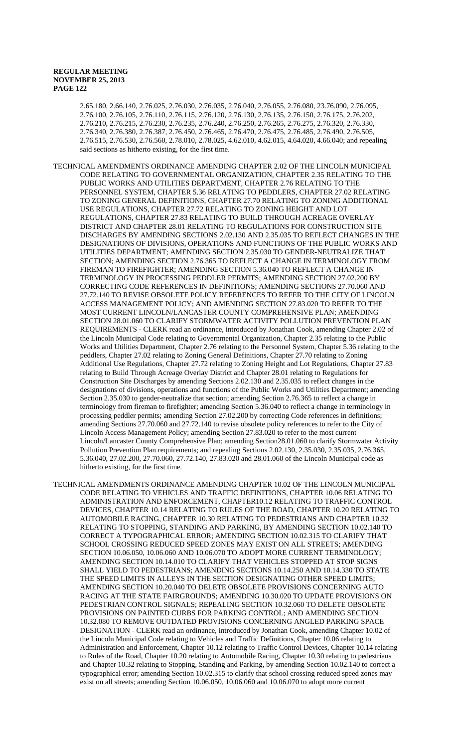2.65.180, 2.66.140, 2.76.025, 2.76.030, 2.76.035, 2.76.040, 2.76.055, 2.76.080, 23.76.090, 2.76.095, 2.76.100, 2.76.105, 2.76.110, 2.76.115, 2.76.120, 2.76.130, 2.76.135, 2.76.150, 2.76.175, 2.76.202, 2.76.210, 2.76.215, 2.76.230, 2.76.235, 2.76.240, 2.76.250, 2.76.265, 2.76.275, 2.76.320, 2.76.330, 2.76.340, 2.76.380, 2.76.387, 2.76.450, 2.76.465, 2.76.470, 2.76.475, 2.76.485, 2.76.490, 2.76.505, 2.76.515, 2.76.530, 2.76.560, 2.78.010, 2.78.025, 4.62.010, 4.62.015, 4.64.020, 4.66.040; and repealing said sections as hitherto existing, for the first time.

TECHNICAL AMENDMENTS ORDINANCE AMENDING CHAPTER 2.02 OF THE LINCOLN MUNICIPAL CODE RELATING TO GOVERNMENTAL ORGANIZATION, CHAPTER 2.35 RELATING TO THE PUBLIC WORKS AND UTILITIES DEPARTMENT, CHAPTER 2.76 RELATING TO THE PERSONNEL SYSTEM, CHAPTER 5.36 RELATING TO PEDDLERS, CHAPTER 27.02 RELATING TO ZONING GENERAL DEFINITIONS, CHAPTER 27.70 RELATING TO ZONING ADDITIONAL USE REGULATIONS, CHAPTER 27.72 RELATING TO ZONING HEIGHT AND LOT REGULATIONS, CHAPTER 27.83 RELATING TO BUILD THROUGH ACREAGE OVERLAY DISTRICT AND CHAPTER 28.01 RELATING TO REGULATIONS FOR CONSTRUCTION SITE DISCHARGES BY AMENDING SECTIONS 2.02.130 AND 2.35.035 TO REFLECT CHANGES IN THE DESIGNATIONS OF DIVISIONS, OPERATIONS AND FUNCTIONS OF THE PUBLIC WORKS AND UTILITIES DEPARTMENT; AMENDING SECTION 2.35.030 TO GENDER-NEUTRALIZE THAT SECTION; AMENDING SECTION 2.76.365 TO REFLECT A CHANGE IN TERMINOLOGY FROM FIREMAN TO FIREFIGHTER; AMENDING SECTION 5.36.040 TO REFLECT A CHANGE IN TERMINOLOGY IN PROCESSING PEDDLER PERMITS; AMENDING SECTION 27.02.200 BY CORRECTING CODE REFERENCES IN DEFINITIONS; AMENDING SECTIONS 27.70.060 AND 27.72.140 TO REVISE OBSOLETE POLICY REFERENCES TO REFER TO THE CITY OF LINCOLN ACCESS MANAGEMENT POLICY; AND AMENDING SECTION 27.83.020 TO REFER TO THE MOST CURRENT LINCOLN/LANCASTER COUNTY COMPREHENSIVE PLAN; AMENDING SECTION 28.01.060 TO CLARIFY STORMWATER ACTIVITY POLLUTION PREVENTION PLAN REQUIREMENTS - CLERK read an ordinance, introduced by Jonathan Cook, amending Chapter 2.02 of the Lincoln Municipal Code relating to Governmental Organization, Chapter 2.35 relating to the Public Works and Utilities Department, Chapter 2.76 relating to the Personnel System, Chapter 5.36 relating to the peddlers, Chapter 27.02 relating to Zoning General Definitions, Chapter 27.70 relating to Zoning Additional Use Regulations, Chapter 27.72 relating to Zoning Height and Lot Regulations, Chapter 27.83 relating to Build Through Acreage Overlay District and Chapter 28.01 relating to Regulations for Construction Site Discharges by amending Sections 2.02.130 and 2.35.035 to reflect changes in the designations of divisions, operations and functions of the Public Works and Utilities Department; amending Section 2.35.030 to gender-neutralize that section; amending Section 2.76.365 to reflect a change in terminology from fireman to firefighter; amending Section 5.36.040 to reflect a change in terminology in processing peddler permits; amending Section 27.02.200 by correcting Code references in definitions; amending Sections 27.70.060 and 27.72.140 to revise obsolete policy references to refer to the City of Lincoln Access Management Policy; amending Section 27.83.020 to refer to the most current Lincoln/Lancaster County Comprehensive Plan; amending Section28.01.060 to clarify Stormwater Activity Pollution Prevention Plan requirements; and repealing Sections 2.02.130, 2.35.030, 2.35.035, 2.76.365, 5.36.040, 27.02.200, 27.70.060, 27.72.140, 27.83.020 and 28.01.060 of the Lincoln Municipal code as hitherto existing, for the first time.

TECHNICAL AMENDMENTS ORDINANCE AMENDING CHAPTER 10.02 OF THE LINCOLN MUNICIPAL CODE RELATING TO VEHICLES AND TRAFFIC DEFINITIONS, CHAPTER 10.06 RELATING TO ADMINISTRATION AND ENFORCEMENT, CHAPTER10.12 RELATING TO TRAFFIC CONTROL DEVICES, CHAPTER 10.14 RELATING TO RULES OF THE ROAD, CHAPTER 10.20 RELATING TO AUTOMOBILE RACING, CHAPTER 10.30 RELATING TO PEDESTRIANS AND CHAPTER 10.32 RELATING TO STOPPING, STANDING AND PARKING, BY AMENDING SECTION 10.02.140 TO CORRECT A TYPOGRAPHICAL ERROR; AMENDING SECTION 10.02.315 TO CLARIFY THAT SCHOOL CROSSING REDUCED SPEED ZONES MAY EXIST ON ALL STREETS; AMENDING SECTION 10.06.050, 10.06.060 AND 10.06.070 TO ADOPT MORE CURRENT TERMINOLOGY; AMENDING SECTION 10.14.010 TO CLARIFY THAT VEHICLES STOPPED AT STOP SIGNS SHALL YIELD TO PEDESTRIANS; AMENDING SECTIONS 10.14.250 AND 10.14.330 TO STATE THE SPEED LIMITS IN ALLEYS IN THE SECTION DESIGNATING OTHER SPEED LIMITS; AMENDING SECTION 10.20.040 TO DELETE OBSOLETE PROVISIONS CONCERNING AUTO RACING AT THE STATE FAIRGROUNDS; AMENDING 10.30.020 TO UPDATE PROVISIONS ON PEDESTRIAN CONTROL SIGNALS; REPEALING SECTION 10.32.060 TO DELETE OBSOLETE PROVISIONS ON PAINTED CURBS FOR PARKING CONTROL; AND AMENDING SECTION 10.32.080 TO REMOVE OUTDATED PROVISIONS CONCERNING ANGLED PARKING SPACE DESIGNATION - CLERK read an ordinance, introduced by Jonathan Cook, amending Chapter 10.02 of the Lincoln Municipal Code relating to Vehicles and Traffic Definitions, Chapter 10.06 relating to Administration and Enforcement, Chapter 10.12 relating to Traffic Control Devices, Chapter 10.14 relating to Rules of the Road, Chapter 10.20 relating to Automobile Racing, Chapter 10.30 relating to pedestrians and Chapter 10.32 relating to Stopping, Standing and Parking, by amending Section 10.02.140 to correct a typographical error; amending Section 10.02.315 to clarify that school crossing reduced speed zones may exist on all streets; amending Section 10.06.050, 10.06.060 and 10.06.070 to adopt more current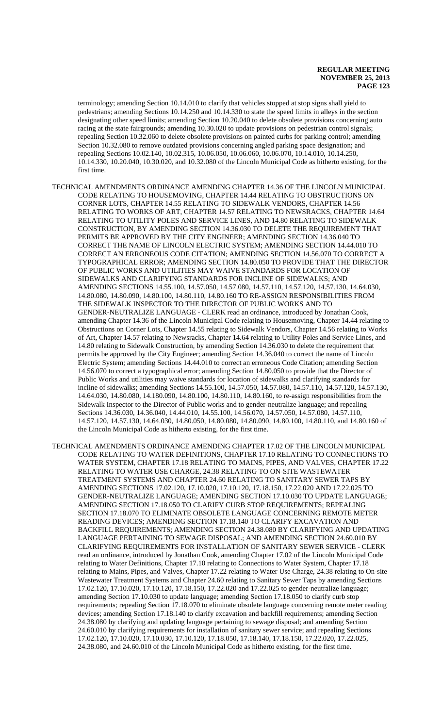terminology; amending Section 10.14.010 to clarify that vehicles stopped at stop signs shall yield to pedestrians; amending Sections 10.14.250 and 10.14.330 to state the speed limits in alleys in the section designating other speed limits; amending Section 10.20.040 to delete obsolete provisions concerning auto racing at the state fairgrounds; amending 10.30.020 to update provisions on pedestrian control signals; repealing Section 10.32.060 to delete obsolete provisions on painted curbs for parking control; amending Section 10.32.080 to remove outdated provisions concerning angled parking space designation; and repealing Sections 10.02.140, 10.02.315, 10.06.050, 10.06.060, 10.06.070, 10.14.010, 10.14.250, 10.14.330, 10.20.040, 10.30.020, and 10.32.080 of the Lincoln Municipal Code as hitherto existing, for the first time.

TECHNICAL AMENDMENTS ORDINANCE AMENDING CHAPTER 14.36 OF THE LINCOLN MUNICIPAL CODE RELATING TO HOUSEMOVING, CHAPTER 14.44 RELATING TO OBSTRUCTIONS ON CORNER LOTS, CHAPTER 14.55 RELATING TO SIDEWALK VENDORS, CHAPTER 14.56 RELATING TO WORKS OF ART, CHAPTER 14.57 RELATING TO NEWSRACKS, CHAPTER 14.64 RELATING TO UTILITY POLES AND SERVICE LINES, AND 14.80 RELATING TO SIDEWALK CONSTRUCTION, BY AMENDING SECTION 14.36.030 TO DELETE THE REQUIREMENT THAT PERMITS BE APPROVED BY THE CITY ENGINEER; AMENDING SECTION 14.36.040 TO CORRECT THE NAME OF LINCOLN ELECTRIC SYSTEM; AMENDING SECTION 14.44.010 TO CORRECT AN ERRONEOUS CODE CITATION; AMENDING SECTION 14.56.070 TO CORRECT A TYPOGRAPHICAL ERROR; AMENDING SECTION 14.80.050 TO PROVIDE THAT THE DIRECTOR OF PUBLIC WORKS AND UTILITIES MAY WAIVE STANDARDS FOR LOCATION OF SIDEWALKS AND CLARIFYING STANDARDS FOR INCLINE OF SIDEWALKS; AND AMENDING SECTIONS 14.55.100, 14.57.050, 14.57.080, 14.57.110, 14.57.120, 14.57.130, 14.64.030, 14.80.080, 14.80.090, 14.80.100, 14.80.110, 14.80.160 TO RE-ASSIGN RESPONSIBILITIES FROM THE SIDEWALK INSPECTOR TO THE DIRECTOR OF PUBLIC WORKS AND TO GENDER-NEUTRALIZE LANGUAGE - CLERK read an ordinance, introduced by Jonathan Cook, amending Chapter 14.36 of the Lincoln Municipal Code relating to Housemoving, Chapter 14.44 relating to Obstructions on Corner Lots, Chapter 14.55 relating to Sidewalk Vendors, Chapter 14.56 relating to Works of Art, Chapter 14.57 relating to Newsracks, Chapter 14.64 relating to Utility Poles and Service Lines, and 14.80 relating to Sidewalk Construction, by amending Section 14.36.030 to delete the requirement that permits be approved by the City Engineer; amending Section 14.36.040 to correct the name of Lincoln Electric System; amending Sections 14.44.010 to correct an erroneous Code Citation; amending Section 14.56.070 to correct a typographical error; amending Section 14.80.050 to provide that the Director of Public Works and utilities may waive standards for location of sidewalks and clarifying standards for incline of sidewalks; amending Sections 14.55.100, 14.57.050, 14.57.080, 14.57.110, 14.57.120, 14.57.130, 14.64.030, 14.80.080, 14.180.090, 14.80.100, 14.80.110, 14.80.160, to re-assign responsibilities from the Sidewalk Inspector to the Director of Public works and to gender-neutralize language; and repealing Sections 14.36.030, 14.36.040, 14.44.010, 14.55.100, 14.56.070, 14.57.050, 14.57.080, 14.57.110, 14.57.120, 14.57.130, 14.64.030, 14.80.050, 14.80.080, 14.80.090, 14.80.100, 14.80.110, and 14.80.160 of the Lincoln Municipal Code as hitherto existing, for the first time.

TECHNICAL AMENDMENTS ORDINANCE AMENDING CHAPTER 17.02 OF THE LINCOLN MUNICIPAL CODE RELATING TO WATER DEFINITIONS, CHAPTER 17.10 RELATING TO CONNECTIONS TO WATER SYSTEM, CHAPTER 17.18 RELATING TO MAINS, PIPES, AND VALVES, CHAPTER 17.22 RELATING TO WATER USE CHARGE, 24.38 RELATING TO ON-SITE WASTEWATER TREATMENT SYSTEMS AND CHAPTER 24.60 RELATING TO SANITARY SEWER TAPS BY AMENDING SECTIONS 17.02.120, 17.10.020, 17.10.120, 17.18.150, 17.22.020 AND 17.22.025 TO GENDER-NEUTRALIZE LANGUAGE; AMENDING SECTION 17.10.030 TO UPDATE LANGUAGE; AMENDING SECTION 17.18.050 TO CLARIFY CURB STOP REQUIREMENTS; REPEALING SECTION 17.18.070 TO ELIMINATE OBSOLETE LANGUAGE CONCERNING REMOTE METER READING DEVICES; AMENDING SECTION 17.18.140 TO CLARIFY EXCAVATION AND BACKFILL REQUIREMENTS; AMENDING SECTION 24.38.080 BY CLARIFYING AND UPDATING LANGUAGE PERTAINING TO SEWAGE DISPOSAL; AND AMENDING SECTION 24.60.010 BY CLARIFYING REQUIREMENTS FOR INSTALLATION OF SANITARY SEWER SERVICE - CLERK read an ordinance, introduced by Jonathan Cook, amending Chapter 17.02 of the Lincoln Municipal Code relating to Water Definitions, Chapter 17.10 relating to Connections to Water System, Chapter 17.18 relating to Mains, Pipes, and Valves, Chapter 17.22 relating to Water Use Charge, 24.38 relating to On-site Wastewater Treatment Systems and Chapter 24.60 relating to Sanitary Sewer Taps by amending Sections 17.02.120, 17.10.020, 17.10.120, 17.18.150, 17.22.020 and 17.22.025 to gender-neutralize language; amending Section 17.10.030 to update language; amending Section 17.18.050 to clarify curb stop requirements; repealing Section 17.18.070 to eliminate obsolete language concerning remote meter reading devices; amending Section 17.18.140 to clarify excavation and backfill requirements; amending Section 24.38.080 by clarifying and updating language pertaining to sewage disposal; and amending Section 24.60.010 by clarifying requirements for installation of sanitary sewer service; and repealing Sections 17.02.120, 17.10.020, 17.10.030, 17.10.120, 17.18.050, 17.18.140, 17.18.150, 17.22.020, 17.22.025, 24.38.080, and 24.60.010 of the Lincoln Municipal Code as hitherto existing, for the first time.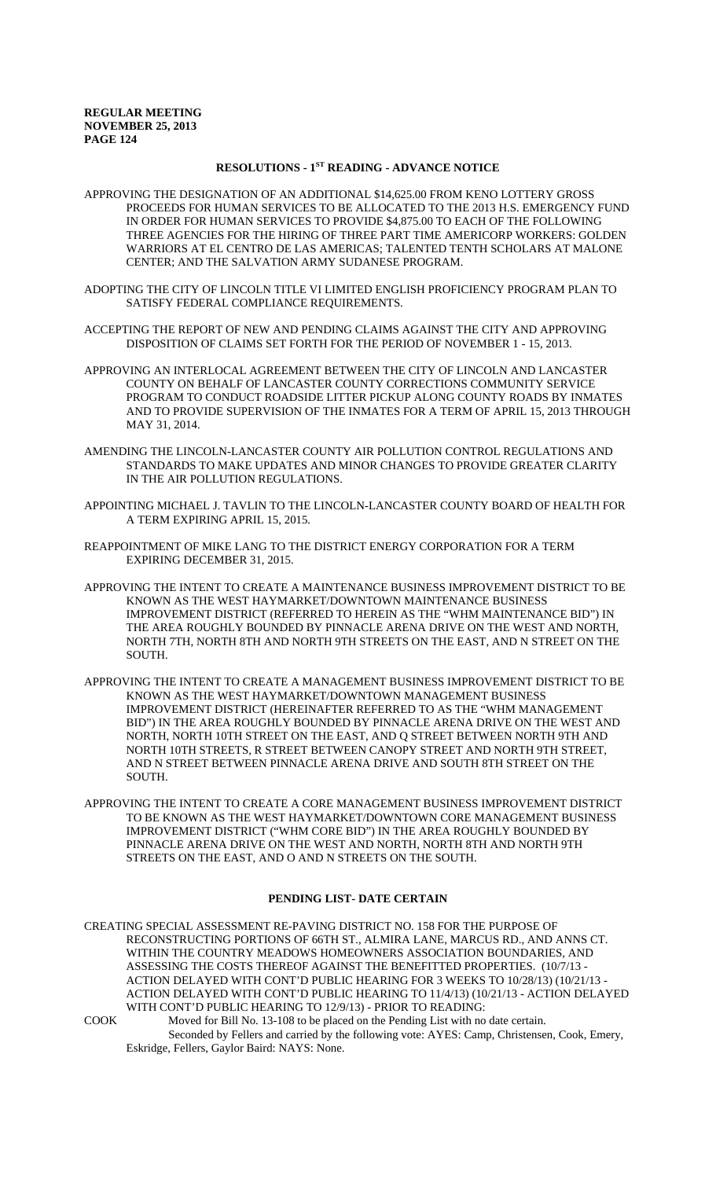## RESOLUTIONS - 1ST READING - ADVANCE NOTICE

APPROVING THE DESIGNATION OF AN ADDITIONAL $14,625.00 FROM KENO LOTTERY GROSS PROCEEDS FOR HUMAN SERVICES TO BE ALLOCATED TO THE 2013 H.S. EMERGENCY FUND IN ORDER FOR HUMAN SERVICES TO PROVIDE $4,875.00 TO EACH OF THE FOLLOWING THREE AGENCIES FOR THE HIRING OF THREE PART TIME AMERICORP WORKERS: GOLDEN WARRIORS AT EL CENTRO DE LAS AMERICAS; TALENTED TENTH SCHOLARS AT MALONE CENTER; AND THE SALVATION ARMY SUDANESE PROGRAM.

ADOPTING THE CITY OF LINCOLN TITLE VI LIMITED ENGLISH PROFICIENCY PROGRAM PLAN TO SATISFY FEDERAL COMPLIANCE REQUIREMENTS.

ACCEPTING THE REPORT OF NEW AND PENDING CLAIMS AGAINST THE CITY AND APPROVING DISPOSITION OF CLAIMS SET FORTH FOR THE PERIOD OF NOVEMBER 1 - 15, 2013.

APPROVING AN INTERLOCAL AGREEMENT BETWEEN THE CITY OF LINCOLN AND LANCASTER COUNTY ON BEHALF OF LANCASTER COUNTY CORRECTIONS COMMUNITY SERVICE PROGRAM TO CONDUCT ROADSIDE LITTER PICKUP ALONG COUNTY ROADS BY INMATES AND TO PROVIDE SUPERVISION OF THE INMATES FOR A TERM OF APRIL 15, 2013 THROUGH MAY 31, 2014.

AMENDING THE LINCOLN-LANCASTER COUNTY AIR POLLUTION CONTROL REGULATIONS AND STANDARDS TO MAKE UPDATES AND MINOR CHANGES TO PROVIDE GREATER CLARITY IN THE AIR POLLUTION REGULATIONS.

APPOINTING MICHAEL J. TAVLIN TO THE LINCOLN-LANCASTER COUNTY BOARD OF HEALTH FOR A TERM EXPIRING APRIL 15, 2015.

REAPPOINTMENT OF MIKE LANG TO THE DISTRICT ENERGY CORPORATION FOR A TERM EXPIRING DECEMBER 31, 2015.

APPROVING THE INTENT TO CREATE A MAINTENANCE BUSINESS IMPROVEMENT DISTRICT TO BE KNOWN AS THE WEST HAYMARKET/DOWNTOWN MAINTENANCE BUSINESS IMPROVEMENT DISTRICT (REFERRED TO HEREIN AS THE "WHM MAINTENANCE BID") IN THE AREA ROUGHLY BOUNDED BY PINNACLE ARENA DRIVE ON THE WEST AND NORTH, NORTH 7TH, NORTH 8TH AND NORTH 9TH STREETS ON THE EAST, AND N STREET ON THE SOUTH.

APPROVING THE INTENT TO CREATE A MANAGEMENT BUSINESS IMPROVEMENT DISTRICT TO BE KNOWN AS THE WEST HAYMARKET/DOWNTOWN MANAGEMENT BUSINESS IMPROVEMENT DISTRICT (HEREINAFTER REFERRED TO AS THE "WHM MANAGEMENT BID") IN THE AREA ROUGHLY BOUNDED BY PINNACLE ARENA DRIVE ON THE WEST AND NORTH, NORTH 10TH STREET ON THE EAST, AND Q STREET BETWEEN NORTH 9TH AND NORTH 10TH STREETS, R STREET BETWEEN CANOPY STREET AND NORTH 9TH STREET, AND N STREET BETWEEN PINNACLE ARENA DRIVE AND SOUTH 8TH STREET ON THE SOUTH.

APPROVING THE INTENT TO CREATE A CORE MANAGEMENT BUSINESS IMPROVEMENT DISTRICT TO BE KNOWN AS THE WEST HAYMARKET/DOWNTOWN CORE MANAGEMENT BUSINESS IMPROVEMENT DISTRICT ("WHM CORE BID") IN THE AREA ROUGHLY BOUNDED BY PINNACLE ARENA DRIVE ON THE WEST AND NORTH, NORTH 8TH AND NORTH 9TH STREETS ON THE EAST, AND O AND N STREETS ON THE SOUTH.

## PENDING LIST- DATE CERTAIN

CREATING SPECIAL ASSESSMENT RE-PAVING DISTRICT NO. 158 FOR THE PURPOSE OF RECONSTRUCTING PORTIONS OF 66TH ST., ALMIRA LANE, MARCUS RD., AND ANNS CT. WITHIN THE COUNTRY MEADOWS HOMEOWNERS ASSOCIATION BOUNDARIES, AND ASSESSING THE COSTS THEREOF AGAINST THE BENEFITTED PROPERTIES. (10/7/13 - ACTION DELAYED WITH CONT'D PUBLIC HEARING FOR 3 WEEKS TO 10/28/13) (10/21/13 - ACTION DELAYED WITH CONT'D PUBLIC HEARING TO 11/4/13) (10/21/13 - ACTION DELAYED WITH CONT'D PUBLIC HEARING TO 12/9/13) - PRIOR TO READING:

COOK Moved for Bill No. 13-108 to be placed on the Pending List with no date certain.
Seconded by Fellers and carried by the following vote: AYES: Camp, Christensen, Cook, Emery, Eskridge, Fellers, Gaylor Baird: NAYS: None.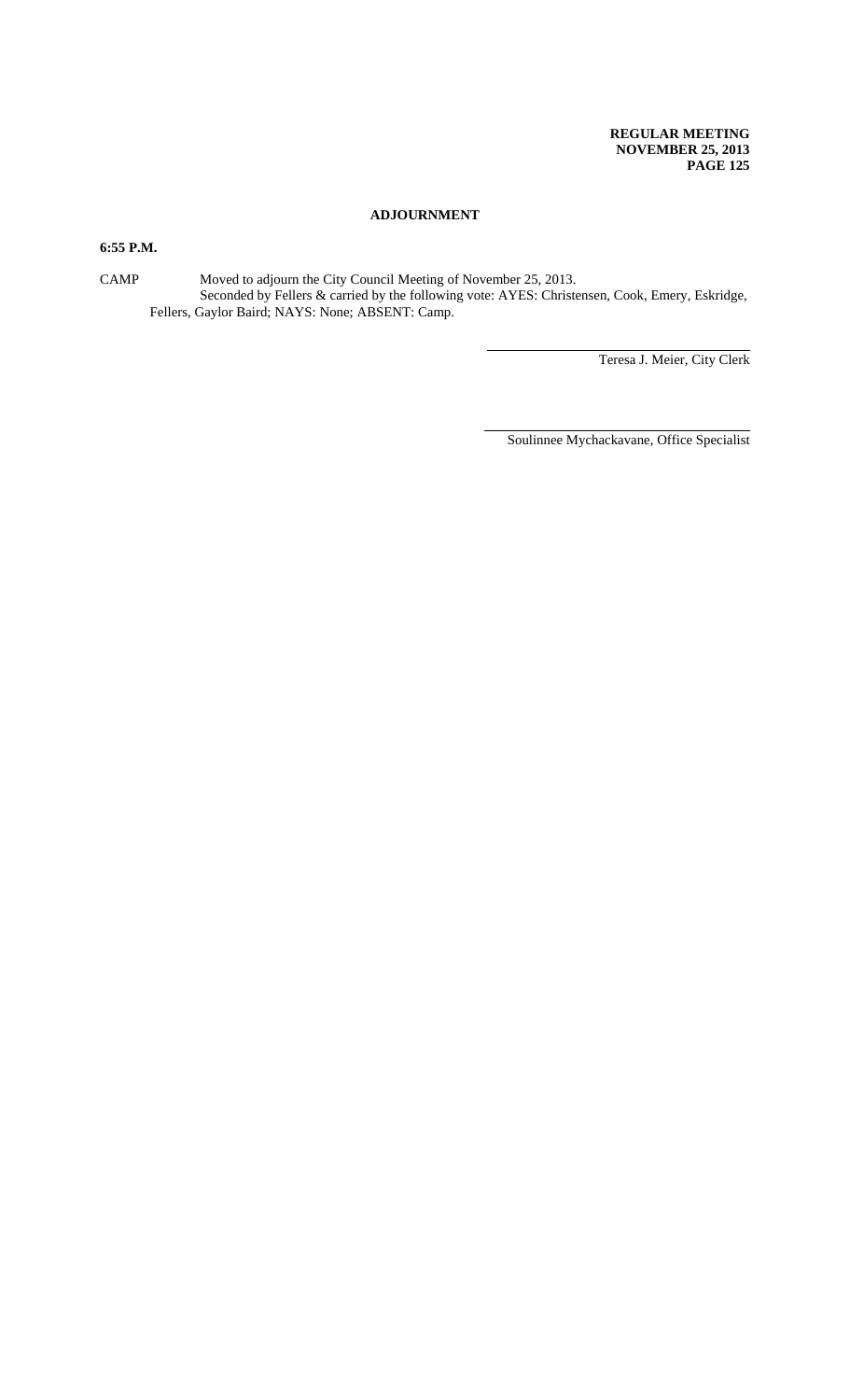## ADJOURNMENT

**6:55 P.M.**

CAMP Moved to adjourn the City Council Meeting of November 25, 2013.
Seconded by Fellers & carried by the following vote: AYES: Christensen, Cook, Emery, Eskridge, Fellers, Gaylor Baird; NAYS: None; ABSENT: Camp.

\_\_\_\_\_\_\_\_\_\_\_\_\_\_\_\_\_\_\_\_\_\_\_\_\_\_\_\_\_\_\_\_\_\_\_\_\_\_\_\_
Teresa J. Meier, City Clerk

\_\_\_\_\_\_\_\_\_\_\_\_\_\_\_\_\_\_\_\_\_\_\_\_\_\_\_\_\_\_\_\_\_\_\_\_\_\_\_\_
Soulinnee Mychackavane, Office Specialist